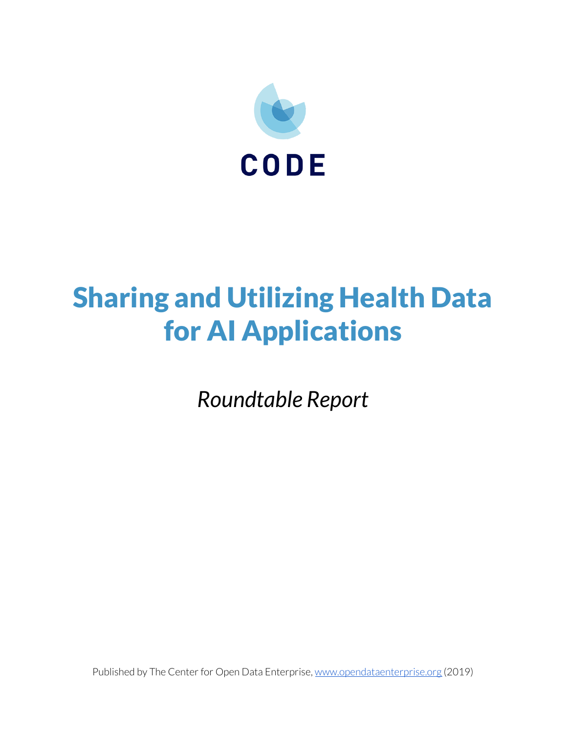CODE

# Sharing and Utilizing Health Data for AI Applications

*Roundtable Report*

Published by The Center for Open Data Enterprise, [www.opendataenterprise.org](http://www.opendataenterprise.org) (2019)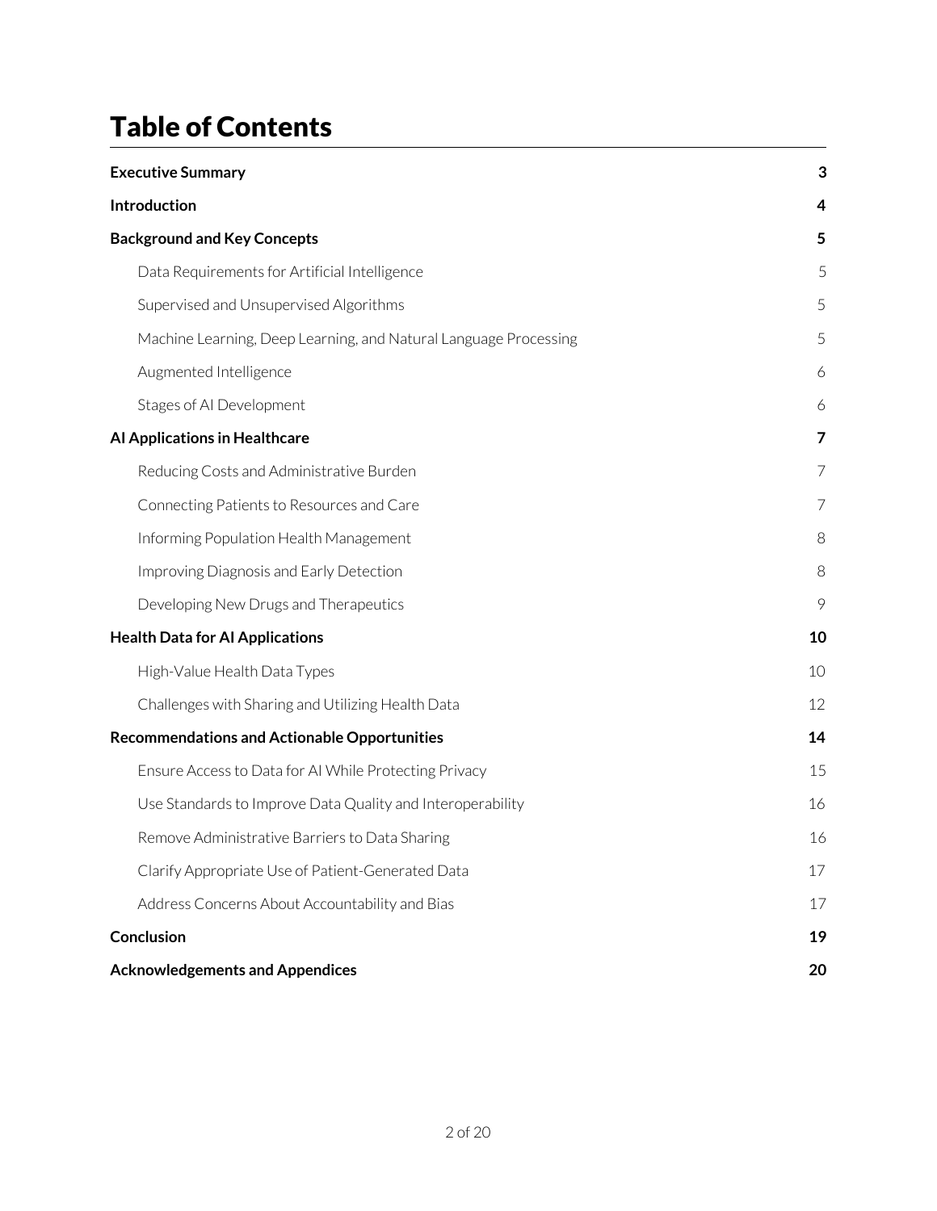# Table of Contents

| | |
|---|---|
| **Executive Summary** | **3** |
| **Introduction** | **4** |
| **Background and Key Concepts** | **5** |
| Data Requirements for Artificial Intelligence | 5 |
| Supervised and Unsupervised Algorithms | 5 |
| Machine Learning, Deep Learning, and Natural Language Processing | 5 |
| Augmented Intelligence | 6 |
| Stages of AI Development | 6 |
| **AI Applications in Healthcare** | **7** |
| Reducing Costs and Administrative Burden | 7 |
| Connecting Patients to Resources and Care | 7 |
| Informing Population Health Management | 8 |
| Improving Diagnosis and Early Detection | 8 |
| Developing New Drugs and Therapeutics | 9 |
| **Health Data for AI Applications** | **10** |
| High-Value Health Data Types | 10 |
| Challenges with Sharing and Utilizing Health Data | 12 |
| **Recommendations and Actionable Opportunities** | **14** |
| Ensure Access to Data for AI While Protecting Privacy | 15 |
| Use Standards to Improve Data Quality and Interoperability | 16 |
| Remove Administrative Barriers to Data Sharing | 16 |
| Clarify Appropriate Use of Patient-Generated Data | 17 |
| Address Concerns About Accountability and Bias | 17 |
| **Conclusion** | **19** |
| **Acknowledgements and Appendices** | **20** |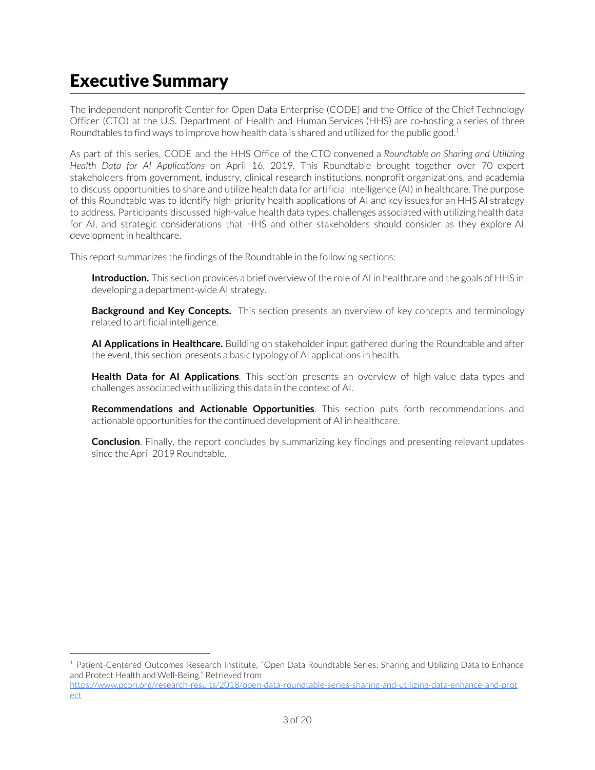# Executive Summary

The independent nonprofit Center for Open Data Enterprise (CODE) and the Office of the Chief Technology Officer (CTO) at the U.S. Department of Health and Human Services (HHS) are co-hosting a series of three Roundtables to find ways to improve how health data is shared and utilized for the public good.[1]

As part of this series, CODE and the HHS Office of the CTO convened a *Roundtable on Sharing and Utilizing Health Data for AI Applications* on April 16, 2019. This Roundtable brought together over 70 expert stakeholders from government, industry, clinical research institutions, nonprofit organizations, and academia to discuss opportunities to share and utilize health data for artificial intelligence (AI) in healthcare. The purpose of this Roundtable was to identify high-priority health applications of AI and key issues for an HHS AI strategy to address. Participants discussed high-value health data types, challenges associated with utilizing health data for AI, and strategic considerations that HHS and other stakeholders should consider as they explore AI development in healthcare.

This report summarizes the findings of the Roundtable in the following sections:

**Introduction.** This section provides a brief overview of the role of AI in healthcare and the goals of HHS in developing a department-wide AI strategy.

**Background and Key Concepts.** This section presents an overview of key concepts and terminology related to artificial intelligence.

**AI Applications in Healthcare.** Building on stakeholder input gathered during the Roundtable and after the event, this section presents a basic typology of AI applications in health.

**Health Data for AI Applications**. This section presents an overview of high-value data types and challenges associated with utilizing this data in the context of AI.

**Recommendations and Actionable Opportunities**. This section puts forth recommendations and actionable opportunities for the continued development of AI in healthcare.

**Conclusion**. Finally, the report concludes by summarizing key findings and presenting relevant updates since the April 2019 Roundtable.

---

[1] Patient-Centered Outcomes Research Institute, "Open Data Roundtable Series: Sharing and Utilizing Data to Enhance and Protect Health and Well-Being," Retrieved from https://www.pcori.org/research-results/2018/open-data-roundtable-series-sharing-and-utilizing-data-enhance-and-protect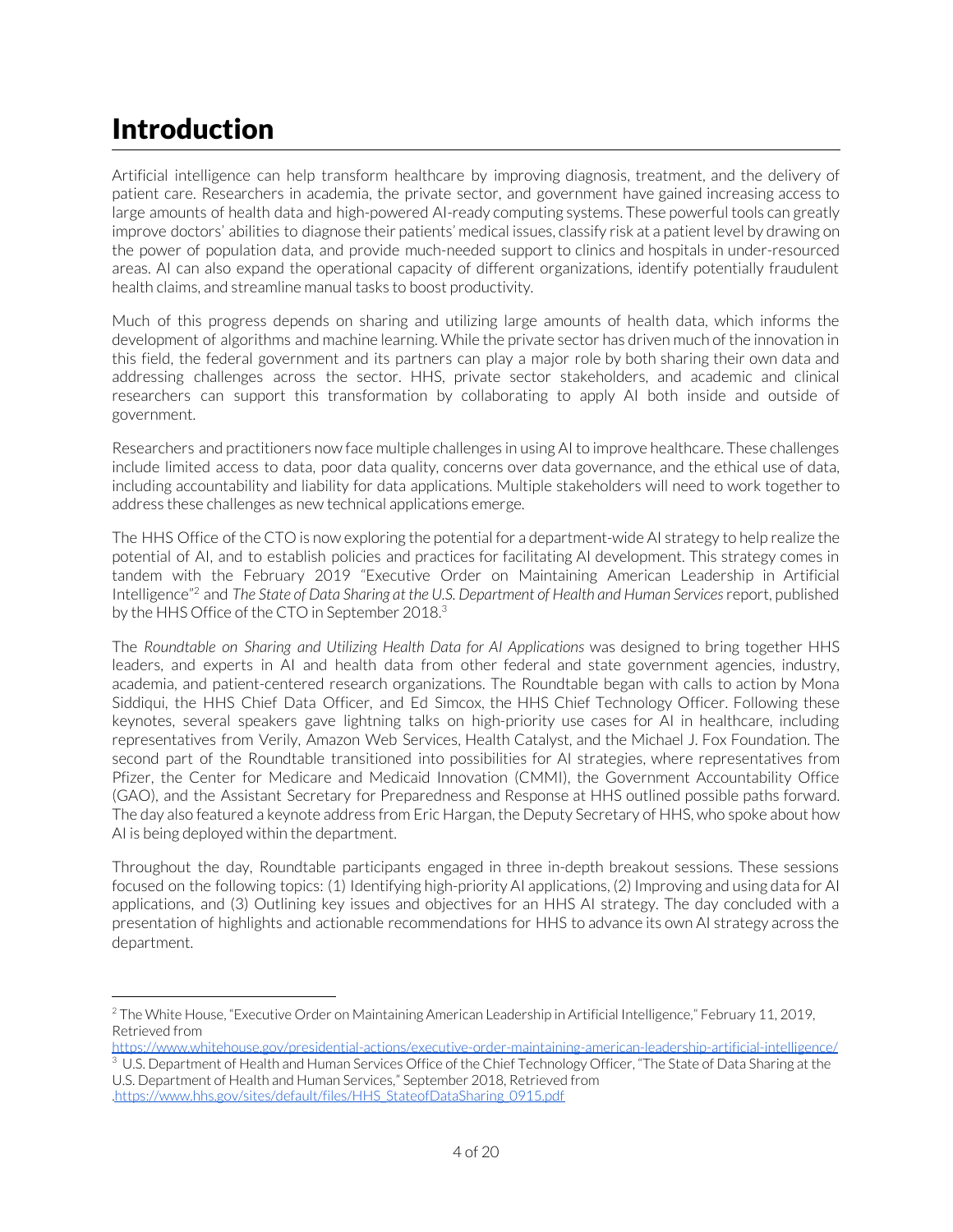# Introduction

Artificial intelligence can help transform healthcare by improving diagnosis, treatment, and the delivery of patient care. Researchers in academia, the private sector, and government have gained increasing access to large amounts of health data and high-powered AI-ready computing systems. These powerful tools can greatly improve doctors' abilities to diagnose their patients' medical issues, classify risk at a patient level by drawing on the power of population data, and provide much-needed support to clinics and hospitals in under-resourced areas. AI can also expand the operational capacity of different organizations, identify potentially fraudulent health claims, and streamline manual tasks to boost productivity.

Much of this progress depends on sharing and utilizing large amounts of health data, which informs the development of algorithms and machine learning. While the private sector has driven much of the innovation in this field, the federal government and its partners can play a major role by both sharing their own data and addressing challenges across the sector. HHS, private sector stakeholders, and academic and clinical researchers can support this transformation by collaborating to apply AI both inside and outside of government.

Researchers and practitioners now face multiple challenges in using AI to improve healthcare. These challenges include limited access to data, poor data quality, concerns over data governance, and the ethical use of data, including accountability and liability for data applications. Multiple stakeholders will need to work together to address these challenges as new technical applications emerge.

The HHS Office of the CTO is now exploring the potential for a department-wide AI strategy to help realize the potential of AI, and to establish policies and practices for facilitating AI development. This strategy comes in tandem with the February 2019 "Executive Order on Maintaining American Leadership in Artificial Intelligence"[2] and *The State of Data Sharing at the U.S. Department of Health and Human Services* report, published by the HHS Office of the CTO in September 2018.[3]

The *Roundtable on Sharing and Utilizing Health Data for AI Applications* was designed to bring together HHS leaders, and experts in AI and health data from other federal and state government agencies, industry, academia, and patient-centered research organizations. The Roundtable began with calls to action by Mona Siddiqui, the HHS Chief Data Officer, and Ed Simcox, the HHS Chief Technology Officer. Following these keynotes, several speakers gave lightning talks on high-priority use cases for AI in healthcare, including representatives from Verily, Amazon Web Services, Health Catalyst, and the Michael J. Fox Foundation. The second part of the Roundtable transitioned into possibilities for AI strategies, where representatives from Pfizer, the Center for Medicare and Medicaid Innovation (CMMI), the Government Accountability Office (GAO), and the Assistant Secretary for Preparedness and Response at HHS outlined possible paths forward. The day also featured a keynote address from Eric Hargan, the Deputy Secretary of HHS, who spoke about how AI is being deployed within the department.

Throughout the day, Roundtable participants engaged in three in-depth breakout sessions. These sessions focused on the following topics: (1) Identifying high-priority AI applications, (2) Improving and using data for AI applications, and (3) Outlining key issues and objectives for an HHS AI strategy. The day concluded with a presentation of highlights and actionable recommendations for HHS to advance its own AI strategy across the department.

---

[2] The White House, "Executive Order on Maintaining American Leadership in Artificial Intelligence," February 11, 2019, Retrieved from https://www.whitehouse.gov/presidential-actions/executive-order-maintaining-american-leadership-artificial-intelligence/

[3] U.S. Department of Health and Human Services Office of the Chief Technology Officer, "The State of Data Sharing at the U.S. Department of Health and Human Services," September 2018, Retrieved from .https://www.hhs.gov/sites/default/files/HHS_StateofDataSharing_0915.pdf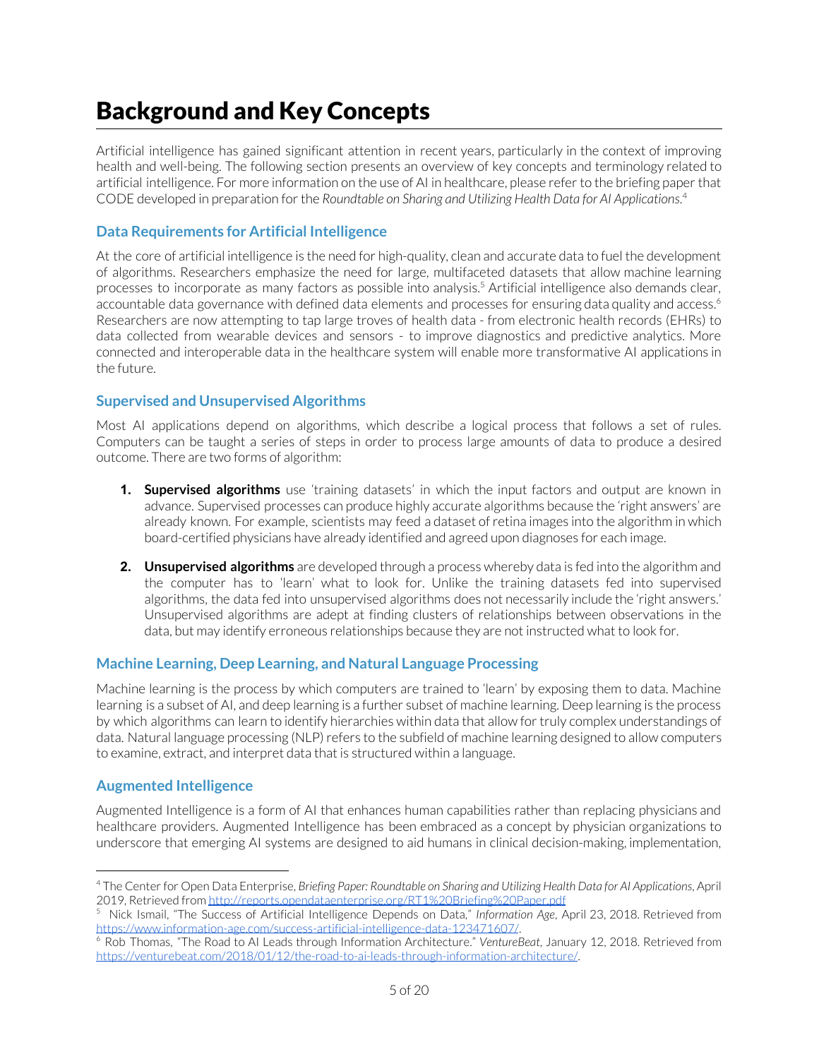# Background and Key Concepts

Artificial intelligence has gained significant attention in recent years, particularly in the context of improving health and well-being. The following section presents an overview of key concepts and terminology related to artificial intelligence. For more information on the use of AI in healthcare, please refer to the briefing paper that CODE developed in preparation for the *Roundtable on Sharing and Utilizing Health Data for AI Applications*.[4]

## Data Requirements for Artificial Intelligence

At the core of artificial intelligence is the need for high-quality, clean and accurate data to fuel the development of algorithms. Researchers emphasize the need for large, multifaceted datasets that allow machine learning processes to incorporate as many factors as possible into analysis.[5] Artificial intelligence also demands clear, accountable data governance with defined data elements and processes for ensuring data quality and access.[6] Researchers are now attempting to tap large troves of health data - from electronic health records (EHRs) to data collected from wearable devices and sensors - to improve diagnostics and predictive analytics. More connected and interoperable data in the healthcare system will enable more transformative AI applications in the future.

## Supervised and Unsupervised Algorithms

Most AI applications depend on algorithms, which describe a logical process that follows a set of rules. Computers can be taught a series of steps in order to process large amounts of data to produce a desired outcome. There are two forms of algorithm:

1. **Supervised algorithms** use 'training datasets' in which the input factors and output are known in advance. Supervised processes can produce highly accurate algorithms because the 'right answers' are already known. For example, scientists may feed a dataset of retina images into the algorithm in which board-certified physicians have already identified and agreed upon diagnoses for each image.

2. **Unsupervised algorithms** are developed through a process whereby data is fed into the algorithm and the computer has to 'learn' what to look for. Unlike the training datasets fed into supervised algorithms, the data fed into unsupervised algorithms does not necessarily include the 'right answers.' Unsupervised algorithms are adept at finding clusters of relationships between observations in the data, but may identify erroneous relationships because they are not instructed what to look for.

## Machine Learning, Deep Learning, and Natural Language Processing

Machine learning is the process by which computers are trained to 'learn' by exposing them to data. Machine learning is a subset of AI, and deep learning is a further subset of machine learning. Deep learning is the process by which algorithms can learn to identify hierarchies within data that allow for truly complex understandings of data. Natural language processing (NLP) refers to the subfield of machine learning designed to allow computers to examine, extract, and interpret data that is structured within a language.

## Augmented Intelligence

Augmented Intelligence is a form of AI that enhances human capabilities rather than replacing physicians and healthcare providers. Augmented Intelligence has been embraced as a concept by physician organizations to underscore that emerging AI systems are designed to aid humans in clinical decision-making, implementation,

---

[4] The Center for Open Data Enterprise, *Briefing Paper: Roundtable on Sharing and Utilizing Health Data for AI Applications*, April 2019, Retrieved from http://reports.opendataenterprise.org/RT1%20Briefing%20Paper.pdf

[5] Nick Ismail, "The Success of Artificial Intelligence Depends on Data," *Information Age*, April 23, 2018. Retrieved from https://www.information-age.com/success-artificial-intelligence-data-123471607/.

[6] Rob Thomas, "The Road to AI Leads through Information Architecture." *VentureBeat*, January 12, 2018. Retrieved from https://venturebeat.com/2018/01/12/the-road-to-ai-leads-through-information-architecture/.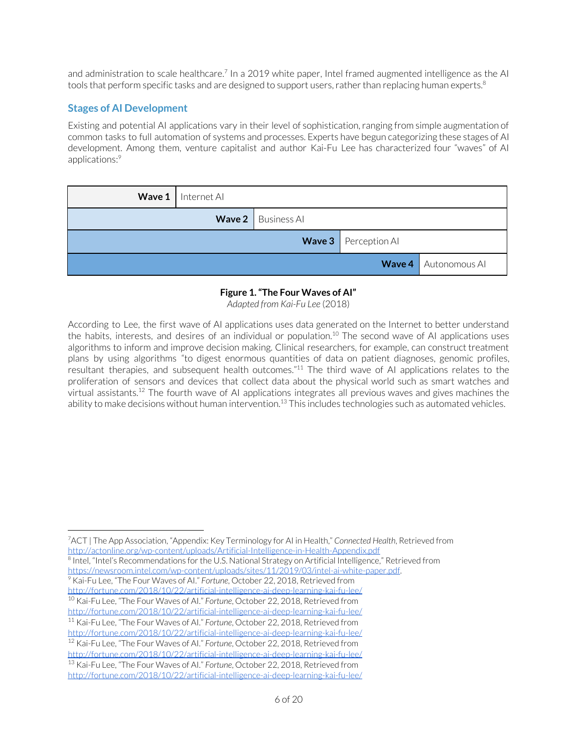and administration to scale healthcare.[7] In a 2019 white paper, Intel framed augmented intelligence as the AI tools that perform specific tasks and are designed to support users, rather than replacing human experts.[8]

## Stages of AI Development

Existing and potential AI applications vary in their level of sophistication, ranging from simple augmentation of common tasks to full automation of systems and processes. Experts have begun categorizing these stages of AI development. Among them, venture capitalist and author Kai-Fu Lee has characterized four "waves" of AI applications:[9]

| Wave | Type |
| --- | --- |
| **Wave 1** | Internet AI |
| **Wave 2** | Business AI |
| **Wave 3** | Perception AI |
| **Wave 4** | Autonomous AI |

**Figure 1. "The Four Waves of AI"**
*Adapted from Kai-Fu Lee* (2018)

According to Lee, the first wave of AI applications uses data generated on the Internet to better understand the habits, interests, and desires of an individual or population.[10] The second wave of AI applications uses algorithms to inform and improve decision making. Clinical researchers, for example, can construct treatment plans by using algorithms "to digest enormous quantities of data on patient diagnoses, genomic profiles, resultant therapies, and subsequent health outcomes."[11] The third wave of AI applications relates to the proliferation of sensors and devices that collect data about the physical world such as smart watches and virtual assistants.[12] The fourth wave of AI applications integrates all previous waves and gives machines the ability to make decisions without human intervention.[13] This includes technologies such as automated vehicles.

---

[7] ACT | The App Association, "Appendix: Key Terminology for AI in Health," *Connected Health*, Retrieved from http://actonline.org/wp-content/uploads/Artificial-Intelligence-in-Health-Appendix.pdf

[8] Intel, "Intel's Recommendations for the U.S. National Strategy on Artificial Intelligence," Retrieved from https://newsroom.intel.com/wp-content/uploads/sites/11/2019/03/intel-ai-white-paper.pdf.

[9] Kai-Fu Lee, "The Four Waves of AI." *Fortune*, October 22, 2018, Retrieved from http://fortune.com/2018/10/22/artificial-intelligence-ai-deep-learning-kai-fu-lee/

[10] Kai-Fu Lee, "The Four Waves of AI." *Fortune*, October 22, 2018, Retrieved from http://fortune.com/2018/10/22/artificial-intelligence-ai-deep-learning-kai-fu-lee/

[11] Kai-Fu Lee, "The Four Waves of AI." *Fortune*, October 22, 2018, Retrieved from http://fortune.com/2018/10/22/artificial-intelligence-ai-deep-learning-kai-fu-lee/

[12] Kai-Fu Lee, "The Four Waves of AI." *Fortune*, October 22, 2018, Retrieved from http://fortune.com/2018/10/22/artificial-intelligence-ai-deep-learning-kai-fu-lee/

[13] Kai-Fu Lee, "The Four Waves of AI." *Fortune*, October 22, 2018, Retrieved from http://fortune.com/2018/10/22/artificial-intelligence-ai-deep-learning-kai-fu-lee/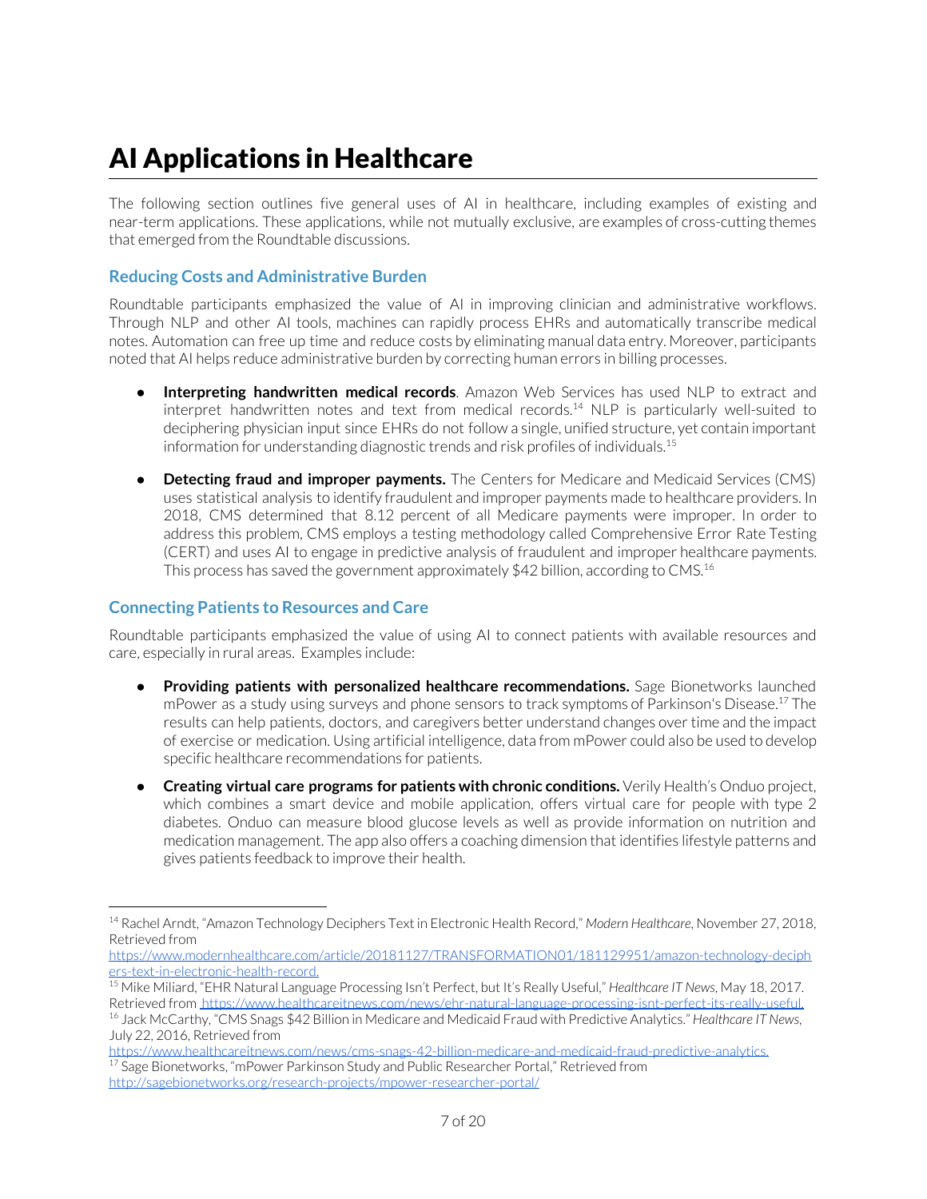# AI Applications in Healthcare

The following section outlines five general uses of AI in healthcare, including examples of existing and near-term applications. These applications, while not mutually exclusive, are examples of cross-cutting themes that emerged from the Roundtable discussions.

## Reducing Costs and Administrative Burden

Roundtable participants emphasized the value of AI in improving clinician and administrative workflows. Through NLP and other AI tools, machines can rapidly process EHRs and automatically transcribe medical notes. Automation can free up time and reduce costs by eliminating manual data entry. Moreover, participants noted that AI helps reduce administrative burden by correcting human errors in billing processes.

- **Interpreting handwritten medical records**. Amazon Web Services has used NLP to extract and interpret handwritten notes and text from medical records.[14] NLP is particularly well-suited to deciphering physician input since EHRs do not follow a single, unified structure, yet contain important information for understanding diagnostic trends and risk profiles of individuals.[15]

- **Detecting fraud and improper payments.** The Centers for Medicare and Medicaid Services (CMS) uses statistical analysis to identify fraudulent and improper payments made to healthcare providers. In 2018, CMS determined that 8.12 percent of all Medicare payments were improper. In order to address this problem, CMS employs a testing methodology called Comprehensive Error Rate Testing (CERT) and uses AI to engage in predictive analysis of fraudulent and improper healthcare payments. This process has saved the government approximately $42 billion, according to CMS.[16]

## Connecting Patients to Resources and Care

Roundtable participants emphasized the value of using AI to connect patients with available resources and care, especially in rural areas. Examples include:

- **Providing patients with personalized healthcare recommendations.** Sage Bionetworks launched mPower as a study using surveys and phone sensors to track symptoms of Parkinson's Disease.[17] The results can help patients, doctors, and caregivers better understand changes over time and the impact of exercise or medication. Using artificial intelligence, data from mPower could also be used to develop specific healthcare recommendations for patients.

- **Creating virtual care programs for patients with chronic conditions.** Verily Health's Onduo project, which combines a smart device and mobile application, offers virtual care for people with type 2 diabetes. Onduo can measure blood glucose levels as well as provide information on nutrition and medication management. The app also offers a coaching dimension that identifies lifestyle patterns and gives patients feedback to improve their health.

---

[14] Rachel Arndt, "Amazon Technology Deciphers Text in Electronic Health Record," *Modern Healthcare*, November 27, 2018, Retrieved from https://www.modernhealthcare.com/article/20181127/TRANSFORMATION01/181129951/amazon-technology-deciphers-text-in-electronic-health-record.

[15] Mike Miliard, "EHR Natural Language Processing Isn't Perfect, but It's Really Useful," *Healthcare IT News*, May 18, 2017. Retrieved from https://www.healthcareitnews.com/news/ehr-natural-language-processing-isnt-perfect-its-really-useful.

[16] Jack McCarthy, "CMS Snags $42 Billion in Medicare and Medicaid Fraud with Predictive Analytics." *Healthcare IT News*, July 22, 2016, Retrieved from https://www.healthcareitnews.com/news/cms-snags-42-billion-medicare-and-medicaid-fraud-predictive-analytics.

[17] Sage Bionetworks, "mPower Parkinson Study and Public Researcher Portal," Retrieved from http://sagebionetworks.org/research-projects/mpower-researcher-portal/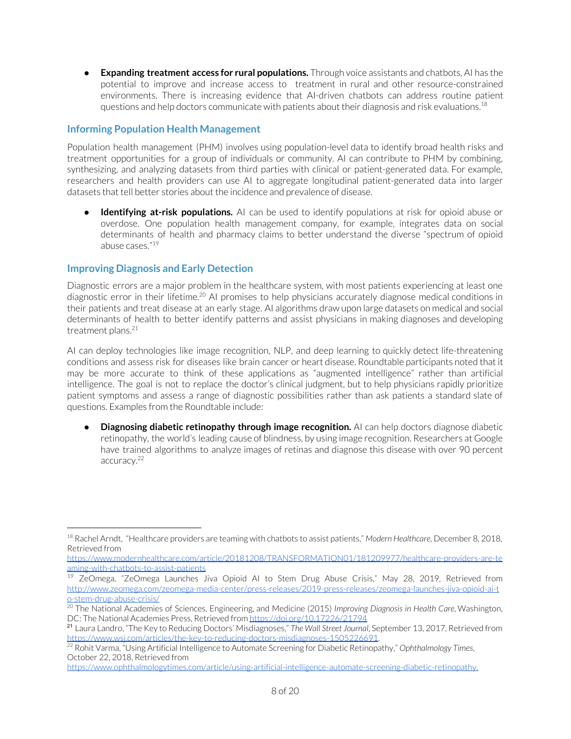- **Expanding treatment access for rural populations.** Through voice assistants and chatbots, AI has the potential to improve and increase access to treatment in rural and other resource-constrained environments. There is increasing evidence that AI-driven chatbots can address routine patient questions and help doctors communicate with patients about their diagnosis and risk evaluations.[18]

## Informing Population Health Management

Population health management (PHM) involves using population-level data to identify broad health risks and treatment opportunities for a group of individuals or community. AI can contribute to PHM by combining, synthesizing, and analyzing datasets from third parties with clinical or patient-generated data. For example, researchers and health providers can use AI to aggregate longitudinal patient-generated data into larger datasets that tell better stories about the incidence and prevalence of disease.

- **Identifying at-risk populations.** AI can be used to identify populations at risk for opioid abuse or overdose. One population health management company, for example, integrates data on social determinants of health and pharmacy claims to better understand the diverse "spectrum of opioid abuse cases."[19]

## Improving Diagnosis and Early Detection

Diagnostic errors are a major problem in the healthcare system, with most patients experiencing at least one diagnostic error in their lifetime.[20] AI promises to help physicians accurately diagnose medical conditions in their patients and treat disease at an early stage. AI algorithms draw upon large datasets on medical and social determinants of health to better identify patterns and assist physicians in making diagnoses and developing treatment plans.[21]

AI can deploy technologies like image recognition, NLP, and deep learning to quickly detect life-threatening conditions and assess risk for diseases like brain cancer or heart disease. Roundtable participants noted that it may be more accurate to think of these applications as "augmented intelligence" rather than artificial intelligence. The goal is not to replace the doctor's clinical judgment, but to help physicians rapidly prioritize patient symptoms and assess a range of diagnostic possibilities rather than ask patients a standard slate of questions. Examples from the Roundtable include:

- **Diagnosing diabetic retinopathy through image recognition.** AI can help doctors diagnose diabetic retinopathy, the world's leading cause of blindness, by using image recognition. Researchers at Google have trained algorithms to analyze images of retinas and diagnose this disease with over 90 percent accuracy.[22]

---

[18] Rachel Arndt, "Healthcare providers are teaming with chatbots to assist patients," *Modern Healthcare*, December 8, 2018, Retrieved from https://www.modernhealthcare.com/article/20181208/TRANSFORMATION01/181209977/healthcare-providers-are-teaming-with-chatbots-to-assist-patients

[19] ZeOmega, "ZeOmega Launches Jiva Opioid AI to Stem Drug Abuse Crisis," May 28, 2019, Retrieved from http://www.zeomega.com/zeomega-media-center/press-releases/2019-press-releases/zeomega-launches-jiva-opioid-ai-to-stem-drug-abuse-crisis/

[20] The National Academies of Sciences, Engineering, and Medicine (2015) *Improving Diagnosis in Health Care*, Washington, DC: The National Academies Press, Retrieved from https://doi.org/10.17226/21794

[21] Laura Landro, "The Key to Reducing Doctors' Misdiagnoses," *The Wall Street Journal*, September 13, 2017, Retrieved from https://www.wsj.com/articles/the-key-to-reducing-doctors-misdiagnoses-1505226691.

[22] Rohit Varma, "Using Artificial Intelligence to Automate Screening for Diabetic Retinopathy," *Ophthalmology Times*, October 22, 2018, Retrieved from https://www.ophthalmologytimes.com/article/using-artificial-intelligence-automate-screening-diabetic-retinopathy.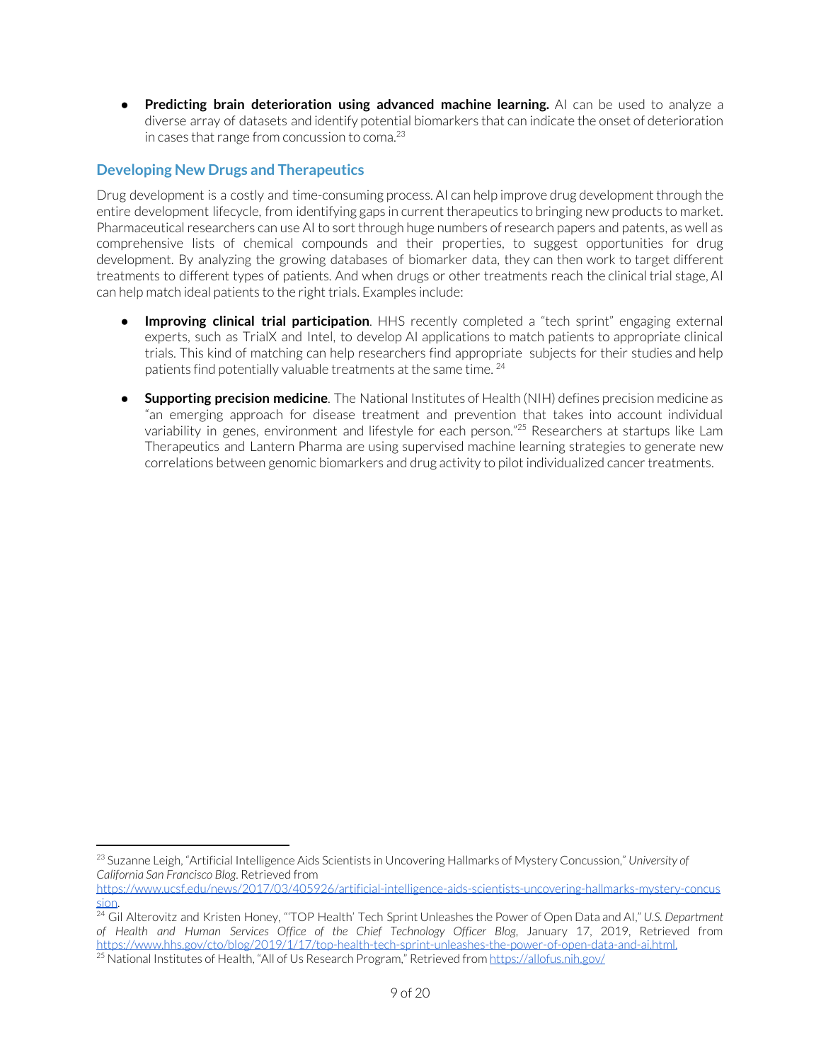- **Predicting brain deterioration using advanced machine learning.** AI can be used to analyze a diverse array of datasets and identify potential biomarkers that can indicate the onset of deterioration in cases that range from concussion to coma.[23]

## Developing New Drugs and Therapeutics

Drug development is a costly and time-consuming process. AI can help improve drug development through the entire development lifecycle, from identifying gaps in current therapeutics to bringing new products to market. Pharmaceutical researchers can use AI to sort through huge numbers of research papers and patents, as well as comprehensive lists of chemical compounds and their properties, to suggest opportunities for drug development. By analyzing the growing databases of biomarker data, they can then work to target different treatments to different types of patients. And when drugs or other treatments reach the clinical trial stage, AI can help match ideal patients to the right trials. Examples include:

- **Improving clinical trial participation**. HHS recently completed a "tech sprint" engaging external experts, such as TrialX and Intel, to develop AI applications to match patients to appropriate clinical trials. This kind of matching can help researchers find appropriate subjects for their studies and help patients find potentially valuable treatments at the same time.[24]

- **Supporting precision medicine**. The National Institutes of Health (NIH) defines precision medicine as "an emerging approach for disease treatment and prevention that takes into account individual variability in genes, environment and lifestyle for each person."[25] Researchers at startups like Lam Therapeutics and Lantern Pharma are using supervised machine learning strategies to generate new correlations between genomic biomarkers and drug activity to pilot individualized cancer treatments.

---

[23] Suzanne Leigh, "Artificial Intelligence Aids Scientists in Uncovering Hallmarks of Mystery Concussion," *University of California San Francisco Blog*. Retrieved from https://www.ucsf.edu/news/2017/03/405926/artificial-intelligence-aids-scientists-uncovering-hallmarks-mystery-concussion.

[24] Gil Alterovitz and Kristen Honey, "'TOP Health' Tech Sprint Unleashes the Power of Open Data and AI," *U.S. Department of Health and Human Services Office of the Chief Technology Officer Blog*, January 17, 2019, Retrieved from https://www.hhs.gov/cto/blog/2019/1/17/top-health-tech-sprint-unleashes-the-power-of-open-data-and-ai.html.

[25] National Institutes of Health, "All of Us Research Program," Retrieved from https://allofus.nih.gov/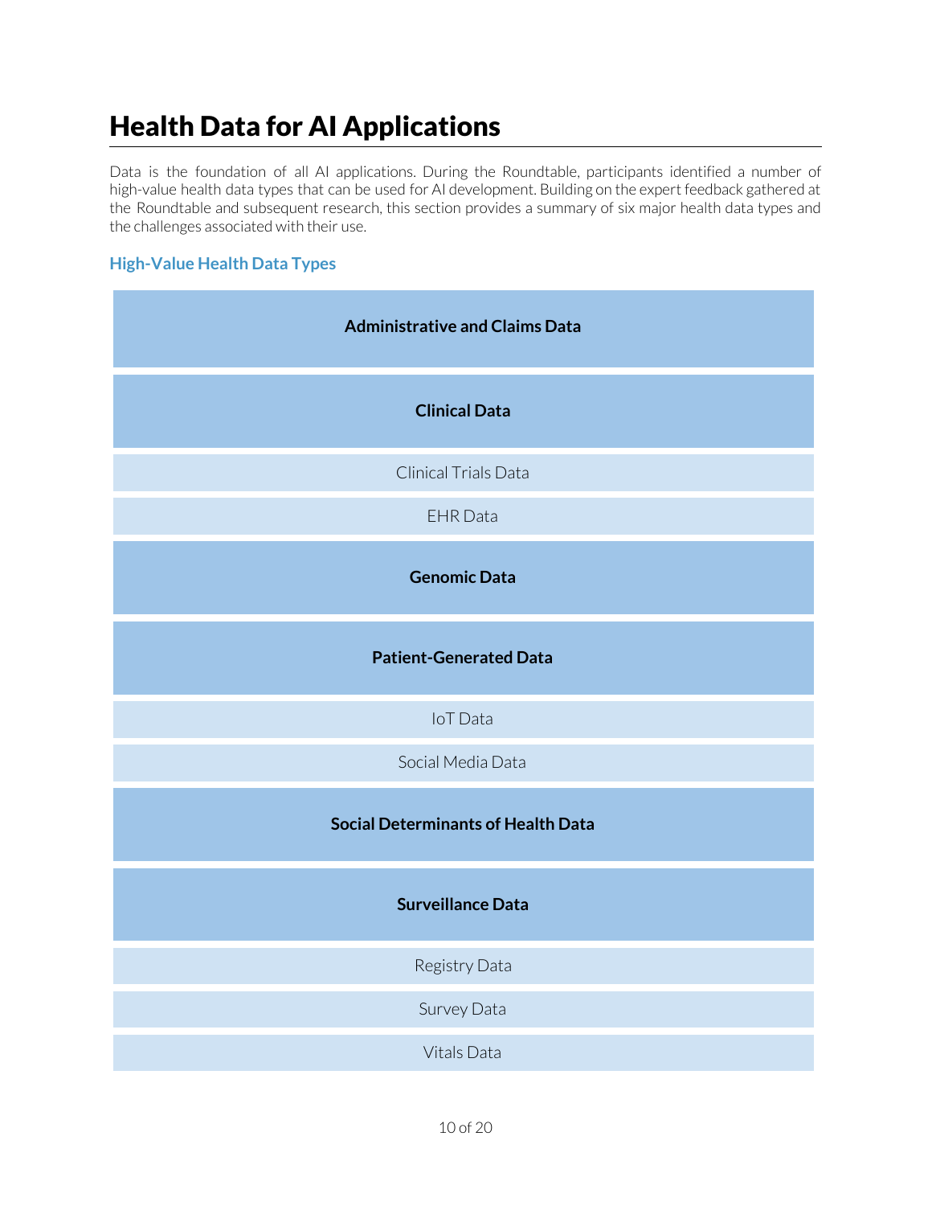# Health Data for AI Applications

Data is the foundation of all AI applications. During the Roundtable, participants identified a number of high-value health data types that can be used for AI development. Building on the expert feedback gathered at the Roundtable and subsequent research, this section provides a summary of six major health data types and the challenges associated with their use.

### High-Value Health Data Types

**Administrative and Claims Data**

**Clinical Data**

- Clinical Trials Data
- EHR Data

**Genomic Data**

**Patient-Generated Data**

- IoT Data
- Social Media Data

**Social Determinants of Health Data**

**Surveillance Data**

- Registry Data
- Survey Data
- Vitals Data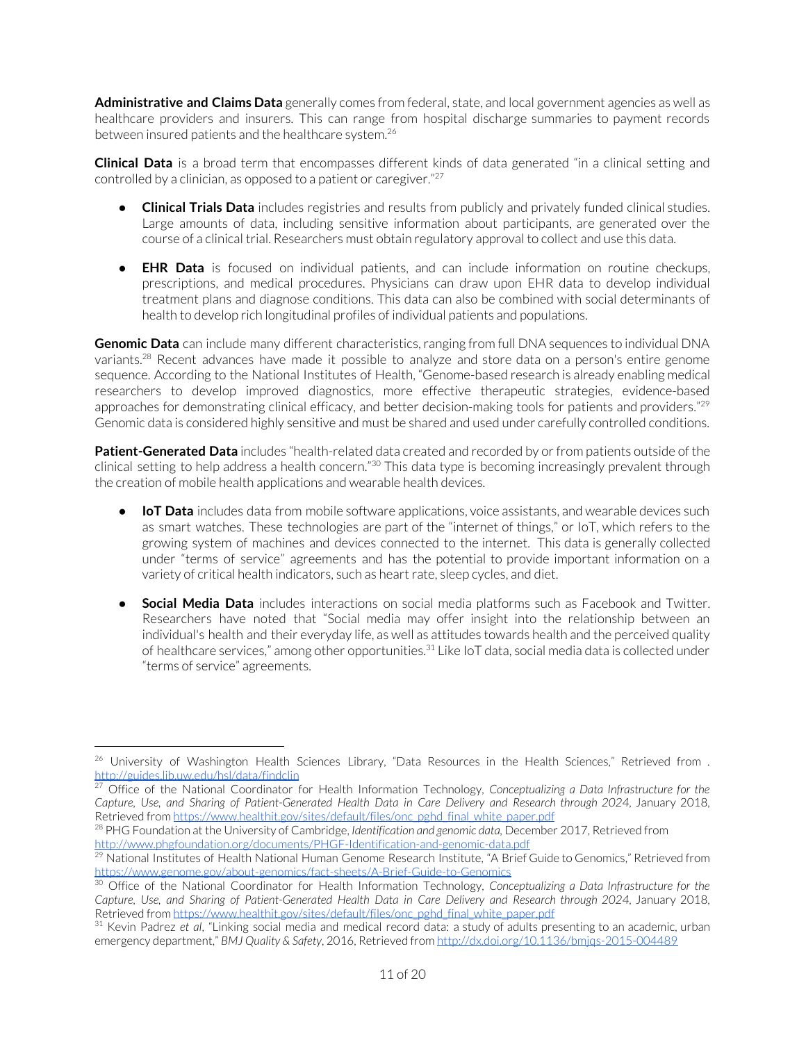**Administrative and Claims Data** generally comes from federal, state, and local government agencies as well as healthcare providers and insurers. This can range from hospital discharge summaries to payment records between insured patients and the healthcare system.[26]

**Clinical Data** is a broad term that encompasses different kinds of data generated "in a clinical setting and controlled by a clinician, as opposed to a patient or caregiver."[27]

- **Clinical Trials Data** includes registries and results from publicly and privately funded clinical studies. Large amounts of data, including sensitive information about participants, are generated over the course of a clinical trial. Researchers must obtain regulatory approval to collect and use this data.

- **EHR Data** is focused on individual patients, and can include information on routine checkups, prescriptions, and medical procedures. Physicians can draw upon EHR data to develop individual treatment plans and diagnose conditions. This data can also be combined with social determinants of health to develop rich longitudinal profiles of individual patients and populations.

**Genomic Data** can include many different characteristics, ranging from full DNA sequences to individual DNA variants.[28] Recent advances have made it possible to analyze and store data on a person's entire genome sequence. According to the National Institutes of Health, "Genome-based research is already enabling medical researchers to develop improved diagnostics, more effective therapeutic strategies, evidence-based approaches for demonstrating clinical efficacy, and better decision-making tools for patients and providers."[29] Genomic data is considered highly sensitive and must be shared and used under carefully controlled conditions.

**Patient-Generated Data** includes "health-related data created and recorded by or from patients outside of the clinical setting to help address a health concern."[30] This data type is becoming increasingly prevalent through the creation of mobile health applications and wearable health devices.

- **IoT Data** includes data from mobile software applications, voice assistants, and wearable devices such as smart watches. These technologies are part of the "internet of things," or IoT, which refers to the growing system of machines and devices connected to the internet. This data is generally collected under "terms of service" agreements and has the potential to provide important information on a variety of critical health indicators, such as heart rate, sleep cycles, and diet.

- **Social Media Data** includes interactions on social media platforms such as Facebook and Twitter. Researchers have noted that "Social media may offer insight into the relationship between an individual's health and their everyday life, as well as attitudes towards health and the perceived quality of healthcare services," among other opportunities.[31] Like IoT data, social media data is collected under "terms of service" agreements.

---

[26] University of Washington Health Sciences Library, "Data Resources in the Health Sciences," Retrieved from . http://guides.lib.uw.edu/hsl/data/findclin

[27] Office of the National Coordinator for Health Information Technology, *Conceptualizing a Data Infrastructure for the Capture, Use, and Sharing of Patient-Generated Health Data in Care Delivery and Research through 2024*, January 2018, Retrieved from https://www.healthit.gov/sites/default/files/onc_pghd_final_white_paper.pdf

[28] PHG Foundation at the University of Cambridge, *Identification and genomic data*, December 2017, Retrieved from http://www.phgfoundation.org/documents/PHGF-Identification-and-genomic-data.pdf

[29] National Institutes of Health National Human Genome Research Institute, "A Brief Guide to Genomics," Retrieved from https://www.genome.gov/about-genomics/fact-sheets/A-Brief-Guide-to-Genomics

[30] Office of the National Coordinator for Health Information Technology, *Conceptualizing a Data Infrastructure for the Capture, Use, and Sharing of Patient-Generated Health Data in Care Delivery and Research through 2024*, January 2018, Retrieved from https://www.healthit.gov/sites/default/files/onc_pghd_final_white_paper.pdf

[31] Kevin Padrez *et al*, "Linking social media and medical record data: a study of adults presenting to an academic, urban emergency department," *BMJ Quality & Safety*, 2016, Retrieved from http://dx.doi.org/10.1136/bmjqs-2015-004489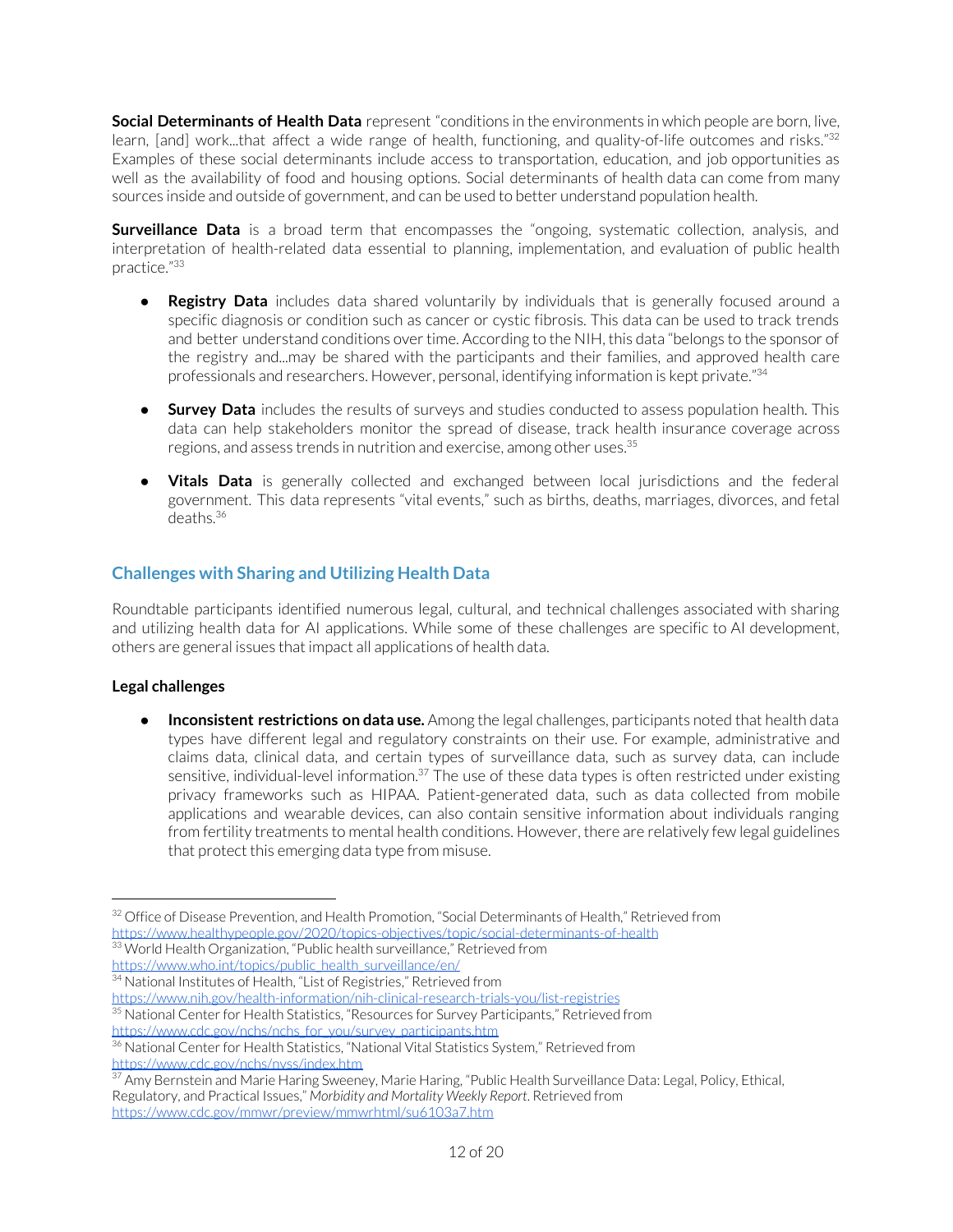**Social Determinants of Health Data** represent "conditions in the environments in which people are born, live, learn, [and] work...that affect a wide range of health, functioning, and quality-of-life outcomes and risks."[32] Examples of these social determinants include access to transportation, education, and job opportunities as well as the availability of food and housing options. Social determinants of health data can come from many sources inside and outside of government, and can be used to better understand population health.

**Surveillance Data** is a broad term that encompasses the "ongoing, systematic collection, analysis, and interpretation of health-related data essential to planning, implementation, and evaluation of public health practice."[33]

- **Registry Data** includes data shared voluntarily by individuals that is generally focused around a specific diagnosis or condition such as cancer or cystic fibrosis. This data can be used to track trends and better understand conditions over time. According to the NIH, this data "belongs to the sponsor of the registry and...may be shared with the participants and their families, and approved health care professionals and researchers. However, personal, identifying information is kept private."[34]

- **Survey Data** includes the results of surveys and studies conducted to assess population health. This data can help stakeholders monitor the spread of disease, track health insurance coverage across regions, and assess trends in nutrition and exercise, among other uses.[35]

- **Vitals Data** is generally collected and exchanged between local jurisdictions and the federal government. This data represents "vital events," such as births, deaths, marriages, divorces, and fetal deaths.[36]

## Challenges with Sharing and Utilizing Health Data

Roundtable participants identified numerous legal, cultural, and technical challenges associated with sharing and utilizing health data for AI applications. While some of these challenges are specific to AI development, others are general issues that impact all applications of health data.

### Legal challenges

- **Inconsistent restrictions on data use.** Among the legal challenges, participants noted that health data types have different legal and regulatory constraints on their use. For example, administrative and claims data, clinical data, and certain types of surveillance data, such as survey data, can include sensitive, individual-level information.[37] The use of these data types is often restricted under existing privacy frameworks such as HIPAA. Patient-generated data, such as data collected from mobile applications and wearable devices, can also contain sensitive information about individuals ranging from fertility treatments to mental health conditions. However, there are relatively few legal guidelines that protect this emerging data type from misuse.

---

[32] Office of Disease Prevention, and Health Promotion, "Social Determinants of Health," Retrieved from https://www.healthypeople.gov/2020/topics-objectives/topic/social-determinants-of-health

[33] World Health Organization, "Public health surveillance," Retrieved from https://www.who.int/topics/public_health_surveillance/en/

[34] National Institutes of Health, "List of Registries," Retrieved from https://www.nih.gov/health-information/nih-clinical-research-trials-you/list-registries

[35] National Center for Health Statistics, "Resources for Survey Participants," Retrieved from https://www.cdc.gov/nchs/nchs_for_you/survey_participants.htm

[36] National Center for Health Statistics, "National Vital Statistics System," Retrieved from https://www.cdc.gov/nchs/nvss/index.htm

[37] Amy Bernstein and Marie Haring Sweeney, Marie Haring, "Public Health Surveillance Data: Legal, Policy, Ethical, Regulatory, and Practical Issues," *Morbidity and Mortality Weekly Report*. Retrieved from https://www.cdc.gov/mmwr/preview/mmwrhtml/su6103a7.htm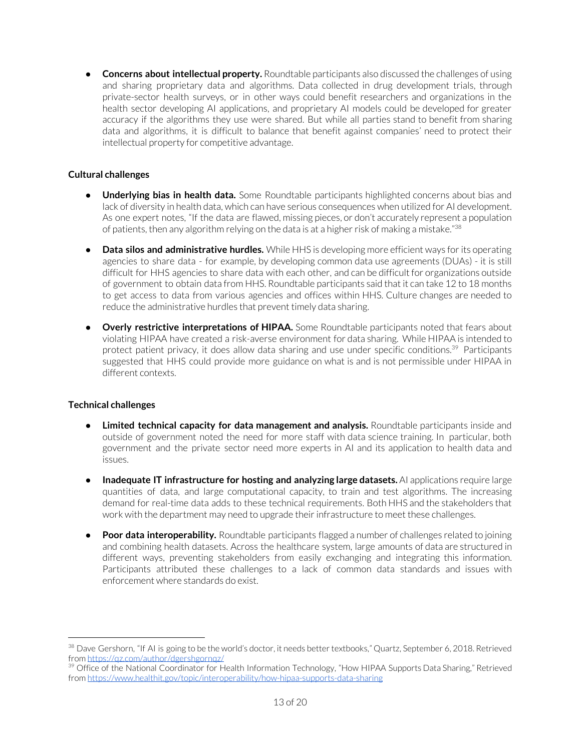- **Concerns about intellectual property.** Roundtable participants also discussed the challenges of using and sharing proprietary data and algorithms. Data collected in drug development trials, through private-sector health surveys, or in other ways could benefit researchers and organizations in the health sector developing AI applications, and proprietary AI models could be developed for greater accuracy if the algorithms they use were shared. But while all parties stand to benefit from sharing data and algorithms, it is difficult to balance that benefit against companies' need to protect their intellectual property for competitive advantage.

**Cultural challenges**

- **Underlying bias in health data.** Some Roundtable participants highlighted concerns about bias and lack of diversity in health data, which can have serious consequences when utilized for AI development. As one expert notes, "If the data are flawed, missing pieces, or don't accurately represent a population of patients, then any algorithm relying on the data is at a higher risk of making a mistake."[38]

- **Data silos and administrative hurdles.** While HHS is developing more efficient ways for its operating agencies to share data - for example, by developing common data use agreements (DUAs) - it is still difficult for HHS agencies to share data with each other, and can be difficult for organizations outside of government to obtain data from HHS. Roundtable participants said that it can take 12 to 18 months to get access to data from various agencies and offices within HHS. Culture changes are needed to reduce the administrative hurdles that prevent timely data sharing.

- **Overly restrictive interpretations of HIPAA.** Some Roundtable participants noted that fears about violating HIPAA have created a risk-averse environment for data sharing. While HIPAA is intended to protect patient privacy, it does allow data sharing and use under specific conditions.[39] Participants suggested that HHS could provide more guidance on what is and is not permissible under HIPAA in different contexts.

**Technical challenges**

- **Limited technical capacity for data management and analysis.** Roundtable participants inside and outside of government noted the need for more staff with data science training. In particular, both government and the private sector need more experts in AI and its application to health data and issues.

- **Inadequate IT infrastructure for hosting and analyzing large datasets.** AI applications require large quantities of data, and large computational capacity, to train and test algorithms. The increasing demand for real-time data adds to these technical requirements. Both HHS and the stakeholders that work with the department may need to upgrade their infrastructure to meet these challenges.

- **Poor data interoperability.** Roundtable participants flagged a number of challenges related to joining and combining health datasets. Across the healthcare system, large amounts of data are structured in different ways, preventing stakeholders from easily exchanging and integrating this information. Participants attributed these challenges to a lack of common data standards and issues with enforcement where standards do exist.

---

[38] Dave Gershorn, "If AI is going to be the world's doctor, it needs better textbooks," Quartz, September 6, 2018. Retrieved from https://qz.com/author/dgershgornqz/

[39] Office of the National Coordinator for Health Information Technology, "How HIPAA Supports Data Sharing," Retrieved from https://www.healthit.gov/topic/interoperability/how-hipaa-supports-data-sharing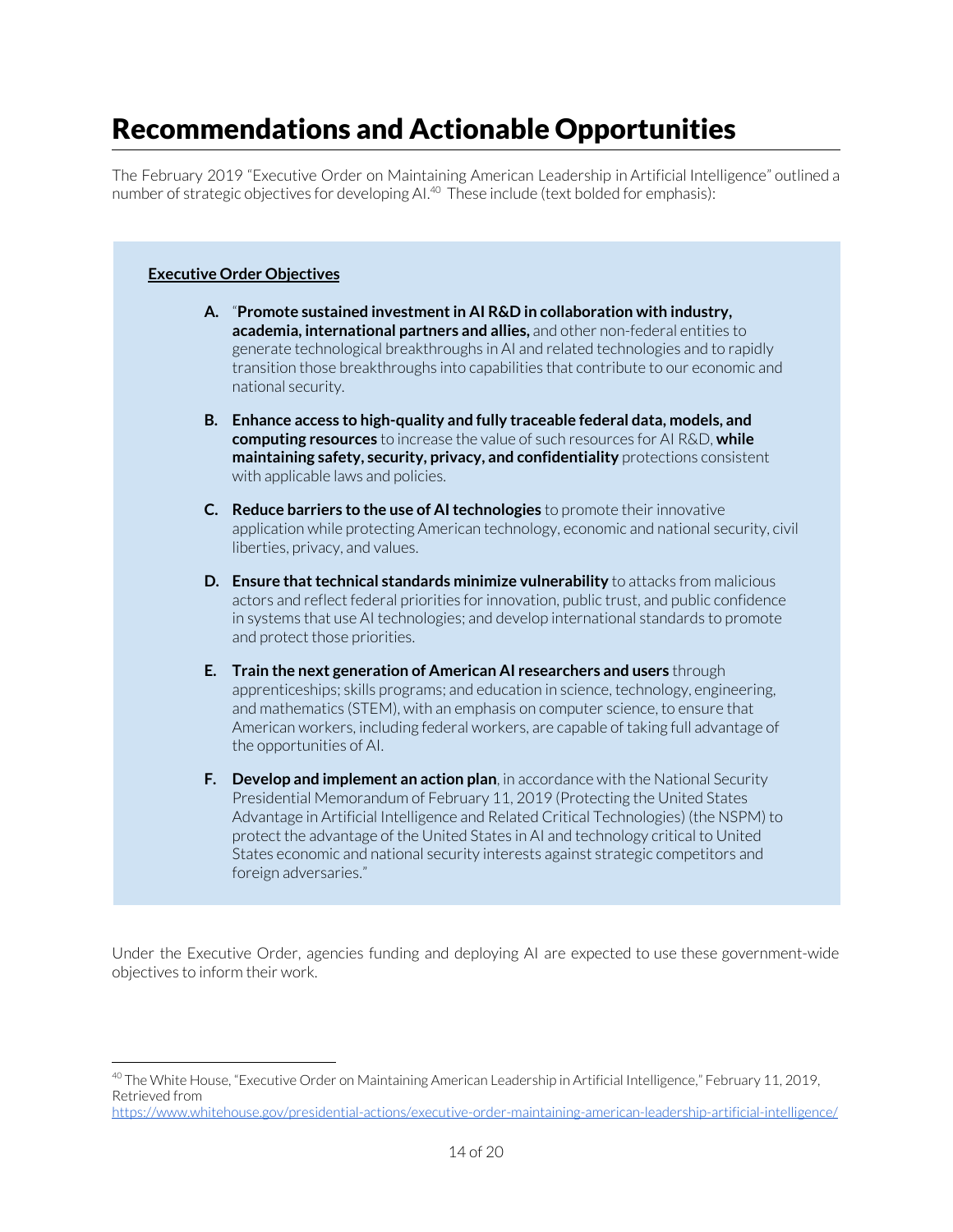# Recommendations and Actionable Opportunities

The February 2019 "Executive Order on Maintaining American Leadership in Artificial Intelligence" outlined a number of strategic objectives for developing AI.[40] These include (text bolded for emphasis):

**<u>Executive Order Objectives</u>**

A. "**Promote sustained investment in AI R&D in collaboration with industry, academia, international partners and allies,** and other non-federal entities to generate technological breakthroughs in AI and related technologies and to rapidly transition those breakthroughs into capabilities that contribute to our economic and national security.

B. **Enhance access to high-quality and fully traceable federal data, models, and computing resources** to increase the value of such resources for AI R&D, **while maintaining safety, security, privacy, and confidentiality** protections consistent with applicable laws and policies.

C. **Reduce barriers to the use of AI technologies** to promote their innovative application while protecting American technology, economic and national security, civil liberties, privacy, and values.

D. **Ensure that technical standards minimize vulnerability** to attacks from malicious actors and reflect federal priorities for innovation, public trust, and public confidence in systems that use AI technologies; and develop international standards to promote and protect those priorities.

E. **Train the next generation of American AI researchers and users** through apprenticeships; skills programs; and education in science, technology, engineering, and mathematics (STEM), with an emphasis on computer science, to ensure that American workers, including federal workers, are capable of taking full advantage of the opportunities of AI.

F. **Develop and implement an action plan**, in accordance with the National Security Presidential Memorandum of February 11, 2019 (Protecting the United States Advantage in Artificial Intelligence and Related Critical Technologies) (the NSPM) to protect the advantage of the United States in AI and technology critical to United States economic and national security interests against strategic competitors and foreign adversaries."

Under the Executive Order, agencies funding and deploying AI are expected to use these government-wide objectives to inform their work.

[40] The White House, "Executive Order on Maintaining American Leadership in Artificial Intelligence," February 11, 2019, Retrieved from https://www.whitehouse.gov/presidential-actions/executive-order-maintaining-american-leadership-artificial-intelligence/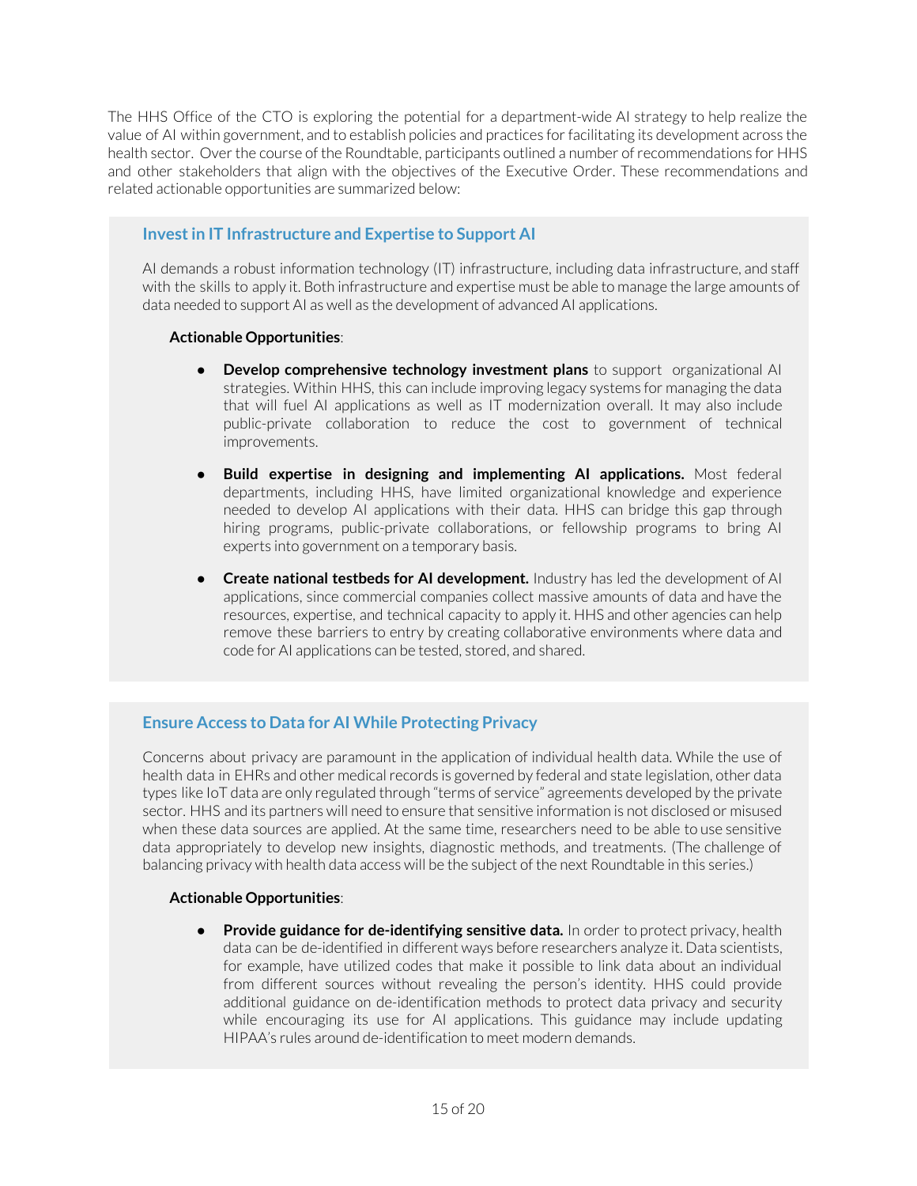The HHS Office of the CTO is exploring the potential for a department-wide AI strategy to help realize the value of AI within government, and to establish policies and practices for facilitating its development across the health sector. Over the course of the Roundtable, participants outlined a number of recommendations for HHS and other stakeholders that align with the objectives of the Executive Order. These recommendations and related actionable opportunities are summarized below:

### Invest in IT Infrastructure and Expertise to Support AI

AI demands a robust information technology (IT) infrastructure, including data infrastructure, and staff with the skills to apply it. Both infrastructure and expertise must be able to manage the large amounts of data needed to support AI as well as the development of advanced AI applications.

**Actionable Opportunities**:

- **Develop comprehensive technology investment plans** to support organizational AI strategies. Within HHS, this can include improving legacy systems for managing the data that will fuel AI applications as well as IT modernization overall. It may also include public-private collaboration to reduce the cost to government of technical improvements.
- **Build expertise in designing and implementing AI applications.** Most federal departments, including HHS, have limited organizational knowledge and experience needed to develop AI applications with their data. HHS can bridge this gap through hiring programs, public-private collaborations, or fellowship programs to bring AI experts into government on a temporary basis.
- **Create national testbeds for AI development.** Industry has led the development of AI applications, since commercial companies collect massive amounts of data and have the resources, expertise, and technical capacity to apply it. HHS and other agencies can help remove these barriers to entry by creating collaborative environments where data and code for AI applications can be tested, stored, and shared.

### Ensure Access to Data for AI While Protecting Privacy

Concerns about privacy are paramount in the application of individual health data. While the use of health data in EHRs and other medical records is governed by federal and state legislation, other data types like IoT data are only regulated through "terms of service" agreements developed by the private sector. HHS and its partners will need to ensure that sensitive information is not disclosed or misused when these data sources are applied. At the same time, researchers need to be able to use sensitive data appropriately to develop new insights, diagnostic methods, and treatments. (The challenge of balancing privacy with health data access will be the subject of the next Roundtable in this series.)

**Actionable Opportunities**:

- **Provide guidance for de-identifying sensitive data.** In order to protect privacy, health data can be de-identified in different ways before researchers analyze it. Data scientists, for example, have utilized codes that make it possible to link data about an individual from different sources without revealing the person's identity. HHS could provide additional guidance on de-identification methods to protect data privacy and security while encouraging its use for AI applications. This guidance may include updating HIPAA's rules around de-identification to meet modern demands.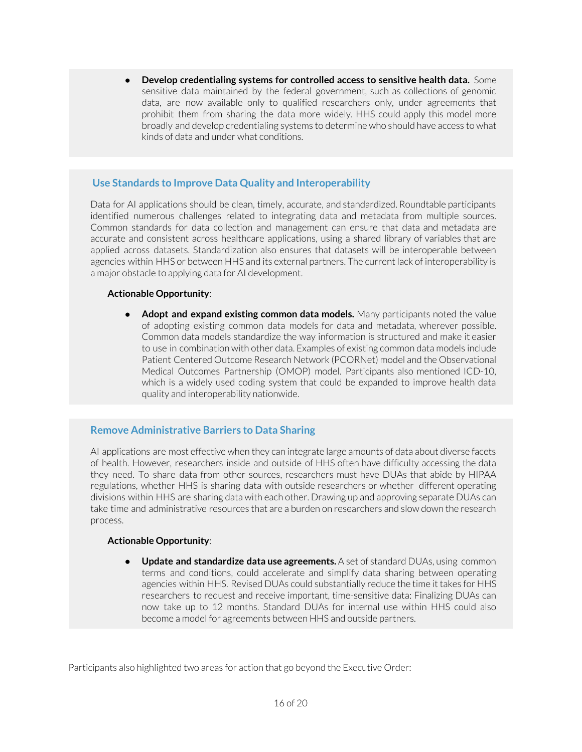- **Develop credentialing systems for controlled access to sensitive health data.** Some sensitive data maintained by the federal government, such as collections of genomic data, are now available only to qualified researchers only, under agreements that prohibit them from sharing the data more widely. HHS could apply this model more broadly and develop credentialing systems to determine who should have access to what kinds of data and under what conditions.

### Use Standards to Improve Data Quality and Interoperability

Data for AI applications should be clean, timely, accurate, and standardized. Roundtable participants identified numerous challenges related to integrating data and metadata from multiple sources. Common standards for data collection and management can ensure that data and metadata are accurate and consistent across healthcare applications, using a shared library of variables that are applied across datasets. Standardization also ensures that datasets will be interoperable between agencies within HHS or between HHS and its external partners. The current lack of interoperability is a major obstacle to applying data for AI development.

**Actionable Opportunity**:

- **Adopt and expand existing common data models.** Many participants noted the value of adopting existing common data models for data and metadata, wherever possible. Common data models standardize the way information is structured and make it easier to use in combination with other data. Examples of existing common data models include Patient Centered Outcome Research Network (PCORNet) model and the Observational Medical Outcomes Partnership (OMOP) model. Participants also mentioned ICD-10, which is a widely used coding system that could be expanded to improve health data quality and interoperability nationwide.

### Remove Administrative Barriers to Data Sharing

AI applications are most effective when they can integrate large amounts of data about diverse facets of health. However, researchers inside and outside of HHS often have difficulty accessing the data they need. To share data from other sources, researchers must have DUAs that abide by HIPAA regulations, whether HHS is sharing data with outside researchers or whether different operating divisions within HHS are sharing data with each other. Drawing up and approving separate DUAs can take time and administrative resources that are a burden on researchers and slow down the research process.

**Actionable Opportunity**:

- **Update and standardize data use agreements.** A set of standard DUAs, using common terms and conditions, could accelerate and simplify data sharing between operating agencies within HHS. Revised DUAs could substantially reduce the time it takes for HHS researchers to request and receive important, time-sensitive data: Finalizing DUAs can now take up to 12 months. Standard DUAs for internal use within HHS could also become a model for agreements between HHS and outside partners.

Participants also highlighted two areas for action that go beyond the Executive Order: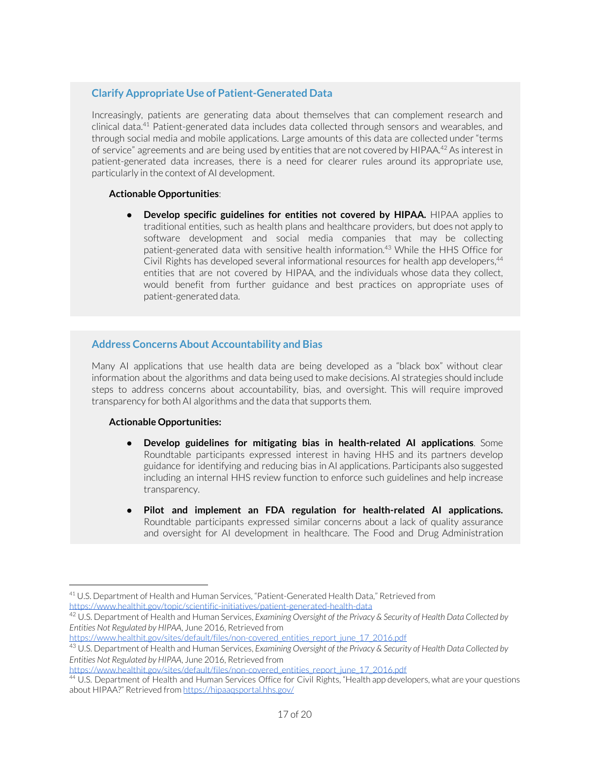## Clarify Appropriate Use of Patient-Generated Data

Increasingly, patients are generating data about themselves that can complement research and clinical data.[41] Patient-generated data includes data collected through sensors and wearables, and through social media and mobile applications. Large amounts of this data are collected under "terms of service" agreements and are being used by entities that are not covered by HIPAA.[42] As interest in patient-generated data increases, there is a need for clearer rules around its appropriate use, particularly in the context of AI development.

**Actionable Opportunities**:

- **Develop specific guidelines for entities not covered by HIPAA.** HIPAA applies to traditional entities, such as health plans and healthcare providers, but does not apply to software development and social media companies that may be collecting patient-generated data with sensitive health information.[43] While the HHS Office for Civil Rights has developed several informational resources for health app developers,[44] entities that are not covered by HIPAA, and the individuals whose data they collect, would benefit from further guidance and best practices on appropriate uses of patient-generated data.

## Address Concerns About Accountability and Bias

Many AI applications that use health data are being developed as a "black box" without clear information about the algorithms and data being used to make decisions. AI strategies should include steps to address concerns about accountability, bias, and oversight. This will require improved transparency for both AI algorithms and the data that supports them.

**Actionable Opportunities:**

- **Develop guidelines for mitigating bias in health-related AI applications**. Some Roundtable participants expressed interest in having HHS and its partners develop guidance for identifying and reducing bias in AI applications. Participants also suggested including an internal HHS review function to enforce such guidelines and help increase transparency.

- **Pilot and implement an FDA regulation for health-related AI applications.** Roundtable participants expressed similar concerns about a lack of quality assurance and oversight for AI development in healthcare. The Food and Drug Administration

---

[41] U.S. Department of Health and Human Services, "Patient-Generated Health Data," Retrieved from https://www.healthit.gov/topic/scientific-initiatives/patient-generated-health-data

[42] U.S. Department of Health and Human Services, *Examining Oversight of the Privacy & Security of Health Data Collected by Entities Not Regulated by HIPAA*, June 2016, Retrieved from https://www.healthit.gov/sites/default/files/non-covered_entities_report_june_17_2016.pdf

[43] U.S. Department of Health and Human Services, *Examining Oversight of the Privacy & Security of Health Data Collected by Entities Not Regulated by HIPAA*, June 2016, Retrieved from https://www.healthit.gov/sites/default/files/non-covered_entities_report_june_17_2016.pdf

[44] U.S. Department of Health and Human Services Office for Civil Rights, "Health app developers, what are your questions about HIPAA?" Retrieved from https://hipaaqsportal.hhs.gov/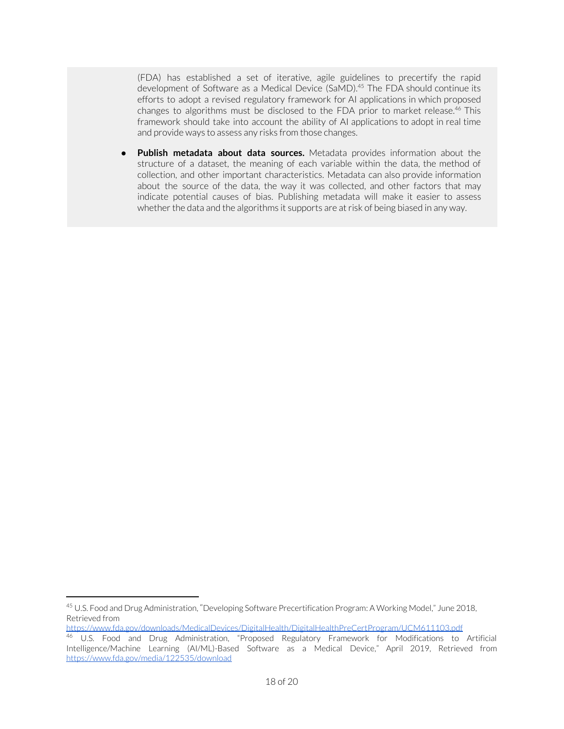(FDA) has established a set of iterative, agile guidelines to precertify the rapid development of Software as a Medical Device (SaMD).[45] The FDA should continue its efforts to adopt a revised regulatory framework for AI applications in which proposed changes to algorithms must be disclosed to the FDA prior to market release.[46] This framework should take into account the ability of AI applications to adopt in real time and provide ways to assess any risks from those changes.

- **Publish metadata about data sources.** Metadata provides information about the structure of a dataset, the meaning of each variable within the data, the method of collection, and other important characteristics. Metadata can also provide information about the source of the data, the way it was collected, and other factors that may indicate potential causes of bias. Publishing metadata will make it easier to assess whether the data and the algorithms it supports are at risk of being biased in any way.

---

[45] U.S. Food and Drug Administration, "Developing Software Precertification Program: A Working Model," June 2018, Retrieved from https://www.fda.gov/downloads/MedicalDevices/DigitalHealth/DigitalHealthPreCertProgram/UCM611103.pdf

[46] U.S. Food and Drug Administration, "Proposed Regulatory Framework for Modifications to Artificial Intelligence/Machine Learning (AI/ML)-Based Software as a Medical Device," April 2019, Retrieved from https://www.fda.gov/media/122535/download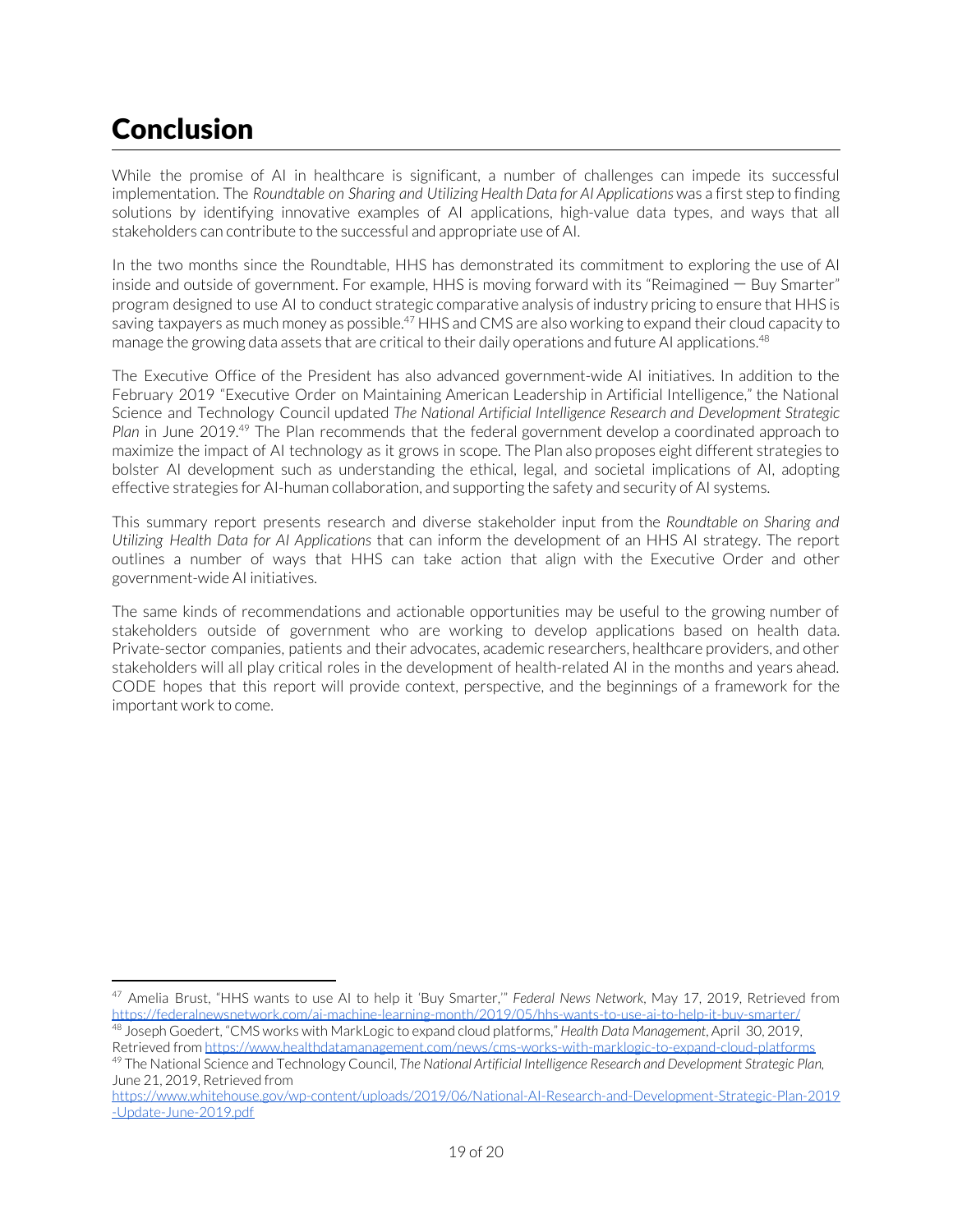# Conclusion

While the promise of AI in healthcare is significant, a number of challenges can impede its successful implementation. The *Roundtable on Sharing and Utilizing Health Data for AI Applications* was a first step to finding solutions by identifying innovative examples of AI applications, high-value data types, and ways that all stakeholders can contribute to the successful and appropriate use of AI.

In the two months since the Roundtable, HHS has demonstrated its commitment to exploring the use of AI inside and outside of government. For example, HHS is moving forward with its "Reimagined — Buy Smarter" program designed to use AI to conduct strategic comparative analysis of industry pricing to ensure that HHS is saving taxpayers as much money as possible.[47] HHS and CMS are also working to expand their cloud capacity to manage the growing data assets that are critical to their daily operations and future AI applications.[48]

The Executive Office of the President has also advanced government-wide AI initiatives. In addition to the February 2019 "Executive Order on Maintaining American Leadership in Artificial Intelligence," the National Science and Technology Council updated *The National Artificial Intelligence Research and Development Strategic Plan* in June 2019.[49] The Plan recommends that the federal government develop a coordinated approach to maximize the impact of AI technology as it grows in scope. The Plan also proposes eight different strategies to bolster AI development such as understanding the ethical, legal, and societal implications of AI, adopting effective strategies for AI-human collaboration, and supporting the safety and security of AI systems.

This summary report presents research and diverse stakeholder input from the *Roundtable on Sharing and Utilizing Health Data for AI Applications* that can inform the development of an HHS AI strategy. The report outlines a number of ways that HHS can take action that align with the Executive Order and other government-wide AI initiatives.

The same kinds of recommendations and actionable opportunities may be useful to the growing number of stakeholders outside of government who are working to develop applications based on health data. Private-sector companies, patients and their advocates, academic researchers, healthcare providers, and other stakeholders will all play critical roles in the development of health-related AI in the months and years ahead. CODE hopes that this report will provide context, perspective, and the beginnings of a framework for the important work to come.

---

[47] Amelia Brust, "HHS wants to use AI to help it 'Buy Smarter,'" *Federal News Network*, May 17, 2019, Retrieved from https://federalnewsnetwork.com/ai-machine-learning-month/2019/05/hhs-wants-to-use-ai-to-help-it-buy-smarter/

[48] Joseph Goedert, "CMS works with MarkLogic to expand cloud platforms," *Health Data Management*, April 30, 2019, Retrieved from https://www.healthdatamanagement.com/news/cms-works-with-marklogic-to-expand-cloud-platforms

[49] The National Science and Technology Council, *The National Artificial Intelligence Research and Development Strategic Plan*, June 21, 2019, Retrieved from https://www.whitehouse.gov/wp-content/uploads/2019/06/National-AI-Research-and-Development-Strategic-Plan-2019-Update-June-2019.pdf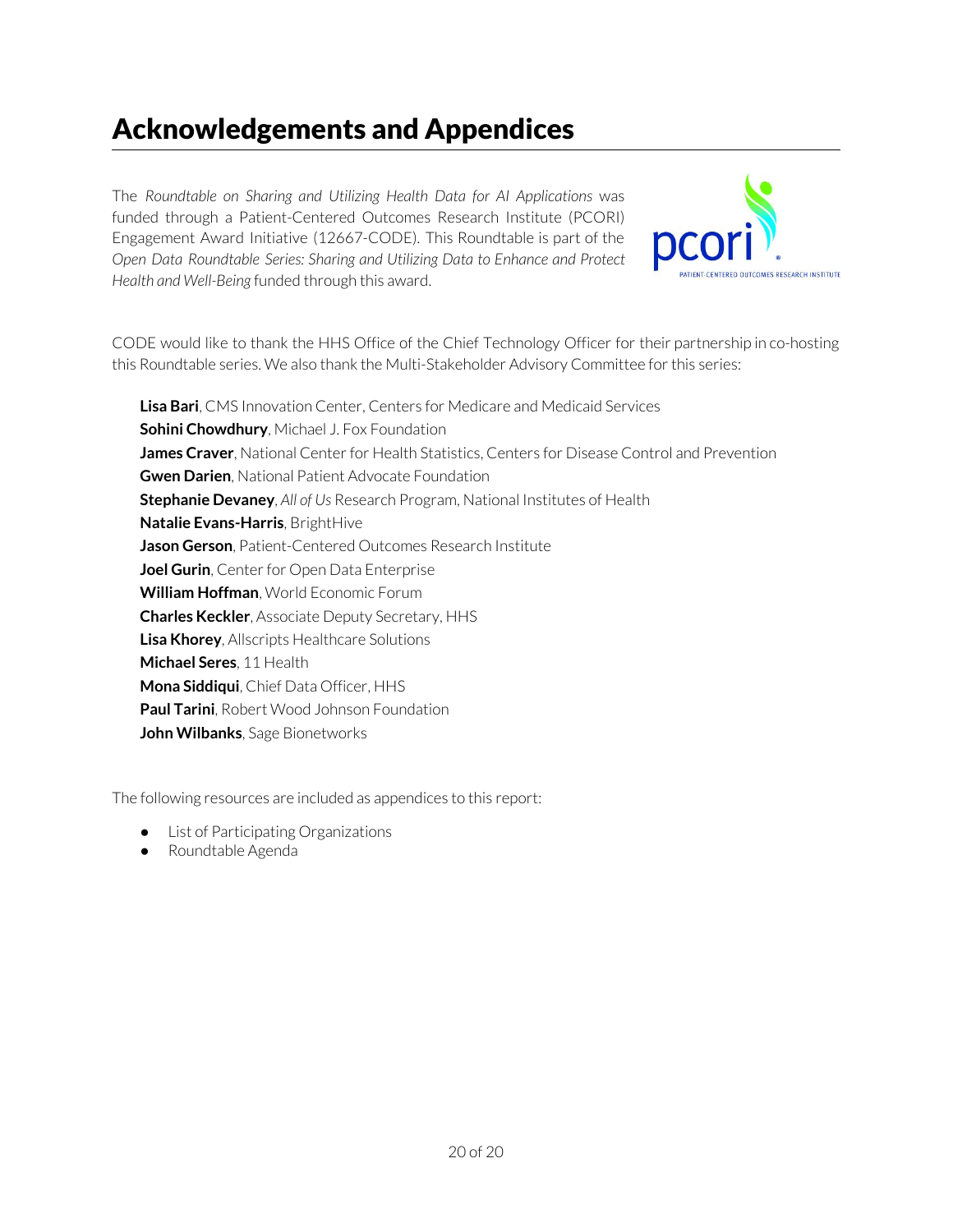# Acknowledgements and Appendices

The *Roundtable on Sharing and Utilizing Health Data for AI Applications* was funded through a Patient-Centered Outcomes Research Institute (PCORI) Engagement Award Initiative (12667-CODE). This Roundtable is part of the *Open Data Roundtable Series: Sharing and Utilizing Data to Enhance and Protect Health and Well-Being* funded through this award.

CODE would like to thank the HHS Office of the Chief Technology Officer for their partnership in co-hosting this Roundtable series. We also thank the Multi-Stakeholder Advisory Committee for this series:

**Lisa Bari**, CMS Innovation Center, Centers for Medicare and Medicaid Services
**Sohini Chowdhury**, Michael J. Fox Foundation
**James Craver**, National Center for Health Statistics, Centers for Disease Control and Prevention
**Gwen Darien**, National Patient Advocate Foundation
**Stephanie Devaney**, *All of Us* Research Program, National Institutes of Health
**Natalie Evans-Harris**, BrightHive
**Jason Gerson**, Patient-Centered Outcomes Research Institute
**Joel Gurin**, Center for Open Data Enterprise
**William Hoffman**, World Economic Forum
**Charles Keckler**, Associate Deputy Secretary, HHS
**Lisa Khorey**, Allscripts Healthcare Solutions
**Michael Seres**, 11 Health
**Mona Siddiqui**, Chief Data Officer, HHS
**Paul Tarini**, Robert Wood Johnson Foundation
**John Wilbanks**, Sage Bionetworks

The following resources are included as appendices to this report:

- List of Participating Organizations
- Roundtable Agenda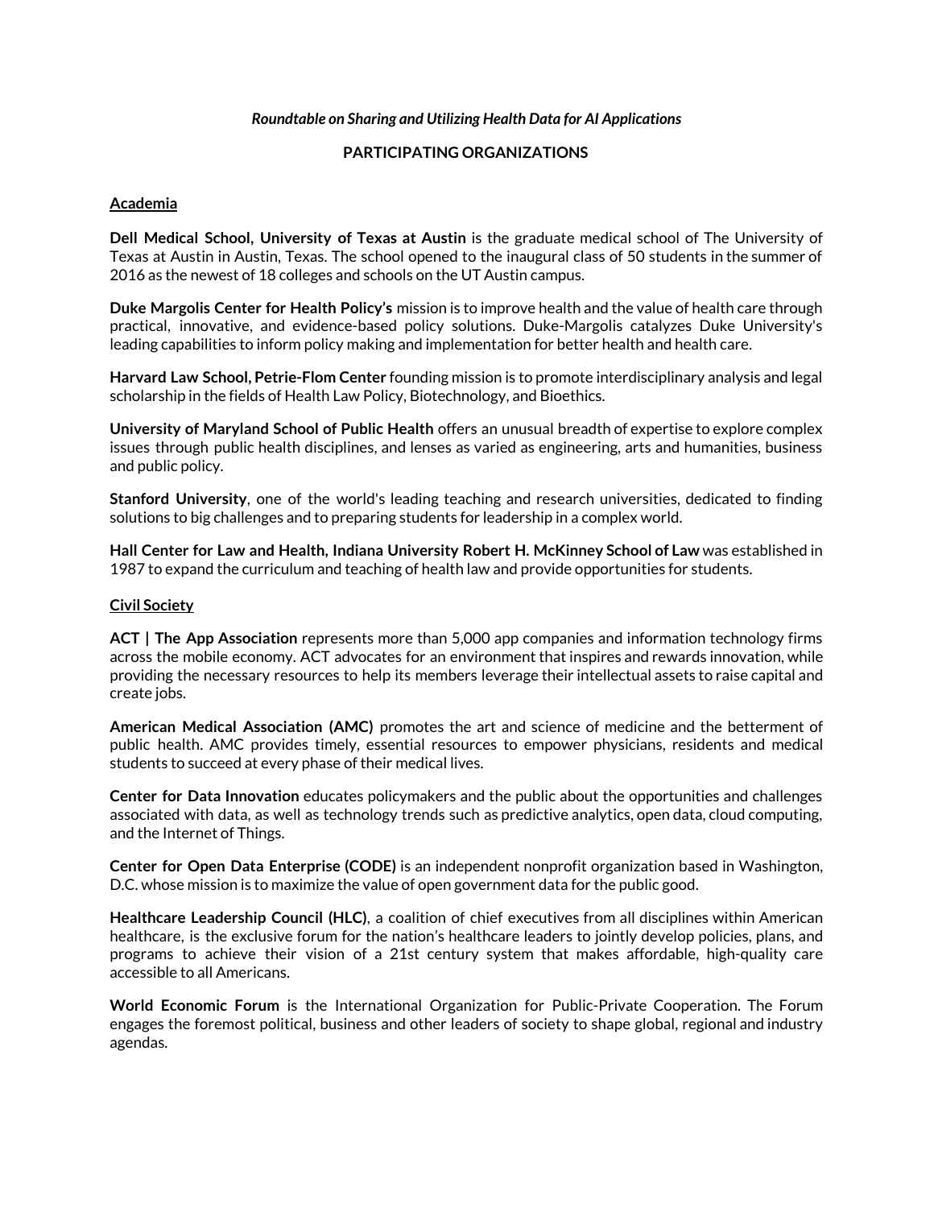*Roundtable on Sharing and Utilizing Health Data for AI Applications*

**PARTICIPATING ORGANIZATIONS**

**Academia**

**Dell Medical School, University of Texas at Austin** is the graduate medical school of The University of Texas at Austin in Austin, Texas. The school opened to the inaugural class of 50 students in the summer of 2016 as the newest of 18 colleges and schools on the UT Austin campus.

**Duke Margolis Center for Health Policy's** mission is to improve health and the value of health care through practical, innovative, and evidence-based policy solutions. Duke-Margolis catalyzes Duke University's leading capabilities to inform policy making and implementation for better health and health care.

**Harvard Law School, Petrie-Flom Center** founding mission is to promote interdisciplinary analysis and legal scholarship in the fields of Health Law Policy, Biotechnology, and Bioethics.

**University of Maryland School of Public Health** offers an unusual breadth of expertise to explore complex issues through public health disciplines, and lenses as varied as engineering, arts and humanities, business and public policy.

**Stanford University**, one of the world's leading teaching and research universities, dedicated to finding solutions to big challenges and to preparing students for leadership in a complex world.

**Hall Center for Law and Health, Indiana University Robert H. McKinney School of Law** was established in 1987 to expand the curriculum and teaching of health law and provide opportunities for students.

**Civil Society**

**ACT | The App Association** represents more than 5,000 app companies and information technology firms across the mobile economy. ACT advocates for an environment that inspires and rewards innovation, while providing the necessary resources to help its members leverage their intellectual assets to raise capital and create jobs.

**American Medical Association (AMC)** promotes the art and science of medicine and the betterment of public health. AMC provides timely, essential resources to empower physicians, residents and medical students to succeed at every phase of their medical lives.

**Center for Data Innovation** educates policymakers and the public about the opportunities and challenges associated with data, as well as technology trends such as predictive analytics, open data, cloud computing, and the Internet of Things.

**Center for Open Data Enterprise (CODE)** is an independent nonprofit organization based in Washington, D.C. whose mission is to maximize the value of open government data for the public good.

**Healthcare Leadership Council (HLC)**, a coalition of chief executives from all disciplines within American healthcare, is the exclusive forum for the nation's healthcare leaders to jointly develop policies, plans, and programs to achieve their vision of a 21st century system that makes affordable, high-quality care accessible to all Americans.

**World Economic Forum** is the International Organization for Public-Private Cooperation. The Forum engages the foremost political, business and other leaders of society to shape global, regional and industry agendas.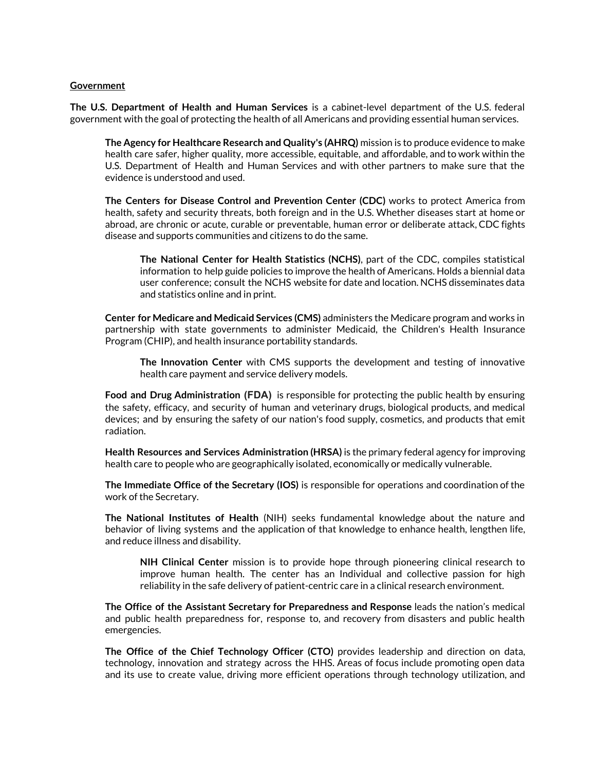**Government**

**The U.S. Department of Health and Human Services** is a cabinet-level department of the U.S. federal government with the goal of protecting the health of all Americans and providing essential human services.

**The Agency for Healthcare Research and Quality's (AHRQ)** mission is to produce evidence to make health care safer, higher quality, more accessible, equitable, and affordable, and to work within the U.S. Department of Health and Human Services and with other partners to make sure that the evidence is understood and used.

**The Centers for Disease Control and Prevention Center (CDC)** works to protect America from health, safety and security threats, both foreign and in the U.S. Whether diseases start at home or abroad, are chronic or acute, curable or preventable, human error or deliberate attack, CDC fights disease and supports communities and citizens to do the same.

**The National Center for Health Statistics (NCHS)**, part of the CDC, compiles statistical information to help guide policies to improve the health of Americans. Holds a biennial data user conference; consult the NCHS website for date and location. NCHS disseminates data and statistics online and in print.

**Center for Medicare and Medicaid Services (CMS)** administers the Medicare program and works in partnership with state governments to administer Medicaid, the Children's Health Insurance Program (CHIP), and health insurance portability standards.

**The Innovation Center** with CMS supports the development and testing of innovative health care payment and service delivery models.

**Food and Drug Administration (FDA)** is responsible for protecting the public health by ensuring the safety, efficacy, and security of human and veterinary drugs, biological products, and medical devices; and by ensuring the safety of our nation's food supply, cosmetics, and products that emit radiation.

**Health Resources and Services Administration (HRSA)** is the primary federal agency for improving health care to people who are geographically isolated, economically or medically vulnerable.

**The Immediate Office of the Secretary (IOS)** is responsible for operations and coordination of the work of the Secretary.

**The National Institutes of Health** (NIH) seeks fundamental knowledge about the nature and behavior of living systems and the application of that knowledge to enhance health, lengthen life, and reduce illness and disability.

**NIH Clinical Center** mission is to provide hope through pioneering clinical research to improve human health. The center has an Individual and collective passion for high reliability in the safe delivery of patient-centric care in a clinical research environment.

**The Office of the Assistant Secretary for Preparedness and Response** leads the nation's medical and public health preparedness for, response to, and recovery from disasters and public health emergencies.

**The Office of the Chief Technology Officer (CTO)** provides leadership and direction on data, technology, innovation and strategy across the HHS. Areas of focus include promoting open data and its use to create value, driving more efficient operations through technology utilization, and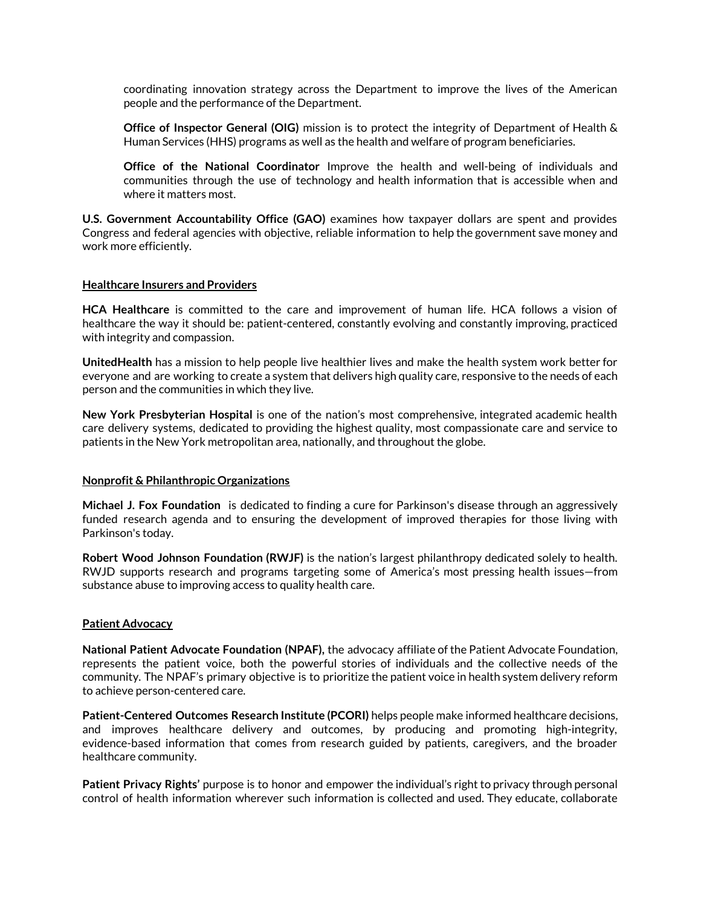coordinating innovation strategy across the Department to improve the lives of the American people and the performance of the Department.

**Office of Inspector General (OIG)** mission is to protect the integrity of Department of Health & Human Services (HHS) programs as well as the health and welfare of program beneficiaries.

**Office of the National Coordinator** Improve the health and well-being of individuals and communities through the use of technology and health information that is accessible when and where it matters most.

**U.S. Government Accountability Office (GAO)** examines how taxpayer dollars are spent and provides Congress and federal agencies with objective, reliable information to help the government save money and work more efficiently.

**Healthcare Insurers and Providers**

**HCA Healthcare** is committed to the care and improvement of human life. HCA follows a vision of healthcare the way it should be: patient-centered, constantly evolving and constantly improving, practiced with integrity and compassion.

**UnitedHealth** has a mission to help people live healthier lives and make the health system work better for everyone and are working to create a system that delivers high quality care, responsive to the needs of each person and the communities in which they live.

**New York Presbyterian Hospital** is one of the nation's most comprehensive, integrated academic health care delivery systems, dedicated to providing the highest quality, most compassionate care and service to patients in the New York metropolitan area, nationally, and throughout the globe.

**Nonprofit & Philanthropic Organizations**

**Michael J. Fox Foundation** is dedicated to finding a cure for Parkinson's disease through an aggressively funded research agenda and to ensuring the development of improved therapies for those living with Parkinson's today.

**Robert Wood Johnson Foundation (RWJF)** is the nation's largest philanthropy dedicated solely to health. RWJD supports research and programs targeting some of America's most pressing health issues—from substance abuse to improving access to quality health care.

**Patient Advocacy**

**National Patient Advocate Foundation (NPAF),** the advocacy affiliate of the Patient Advocate Foundation, represents the patient voice, both the powerful stories of individuals and the collective needs of the community. The NPAF's primary objective is to prioritize the patient voice in health system delivery reform to achieve person-centered care.

**Patient-Centered Outcomes Research Institute (PCORI)** helps people make informed healthcare decisions, and improves healthcare delivery and outcomes, by producing and promoting high-integrity, evidence-based information that comes from research guided by patients, caregivers, and the broader healthcare community.

**Patient Privacy Rights'** purpose is to honor and empower the individual's right to privacy through personal control of health information wherever such information is collected and used. They educate, collaborate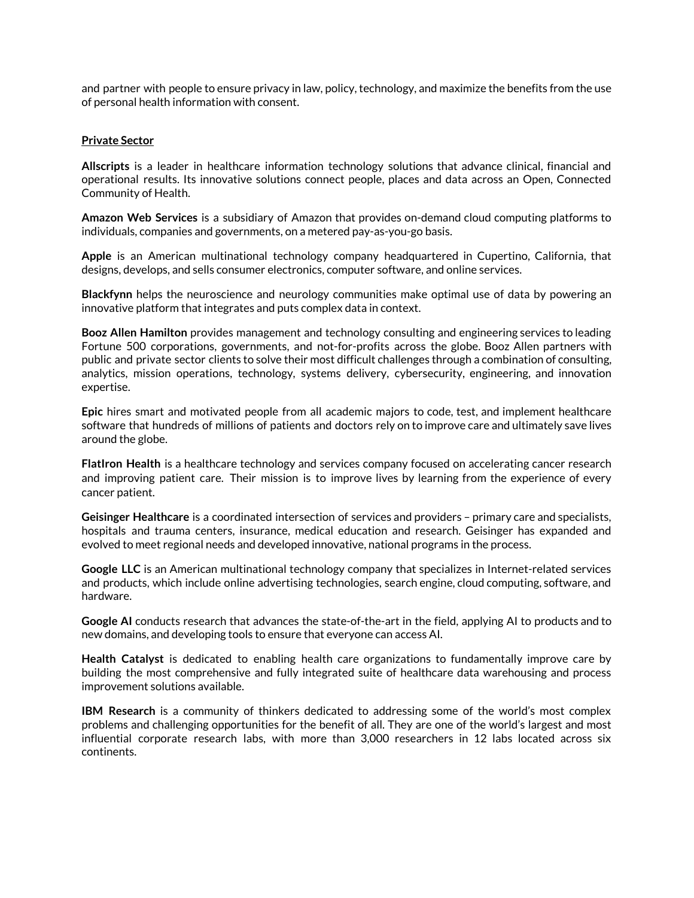and partner with people to ensure privacy in law, policy, technology, and maximize the benefits from the use of personal health information with consent.

**Private Sector**

**Allscripts** is a leader in healthcare information technology solutions that advance clinical, financial and operational results. Its innovative solutions connect people, places and data across an Open, Connected Community of Health.

**Amazon Web Services** is a subsidiary of Amazon that provides on-demand cloud computing platforms to individuals, companies and governments, on a metered pay-as-you-go basis.

**Apple** is an American multinational technology company headquartered in Cupertino, California, that designs, develops, and sells consumer electronics, computer software, and online services.

**Blackfynn** helps the neuroscience and neurology communities make optimal use of data by powering an innovative platform that integrates and puts complex data in context.

**Booz Allen Hamilton** provides management and technology consulting and engineering services to leading Fortune 500 corporations, governments, and not-for-profits across the globe. Booz Allen partners with public and private sector clients to solve their most difficult challenges through a combination of consulting, analytics, mission operations, technology, systems delivery, cybersecurity, engineering, and innovation expertise.

**Epic** hires smart and motivated people from all academic majors to code, test, and implement healthcare software that hundreds of millions of patients and doctors rely on to improve care and ultimately save lives around the globe.

**FlatIron Health** is a healthcare technology and services company focused on accelerating cancer research and improving patient care. Their mission is to improve lives by learning from the experience of every cancer patient.

**Geisinger Healthcare** is a coordinated intersection of services and providers – primary care and specialists, hospitals and trauma centers, insurance, medical education and research. Geisinger has expanded and evolved to meet regional needs and developed innovative, national programs in the process.

**Google LLC** is an American multinational technology company that specializes in Internet-related services and products, which include online advertising technologies, search engine, cloud computing, software, and hardware.

**Google AI** conducts research that advances the state-of-the-art in the field, applying AI to products and to new domains, and developing tools to ensure that everyone can access AI.

**Health Catalyst** is dedicated to enabling health care organizations to fundamentally improve care by building the most comprehensive and fully integrated suite of healthcare data warehousing and process improvement solutions available.

**IBM Research** is a community of thinkers dedicated to addressing some of the world's most complex problems and challenging opportunities for the benefit of all. They are one of the world's largest and most influential corporate research labs, with more than 3,000 researchers in 12 labs located across six continents.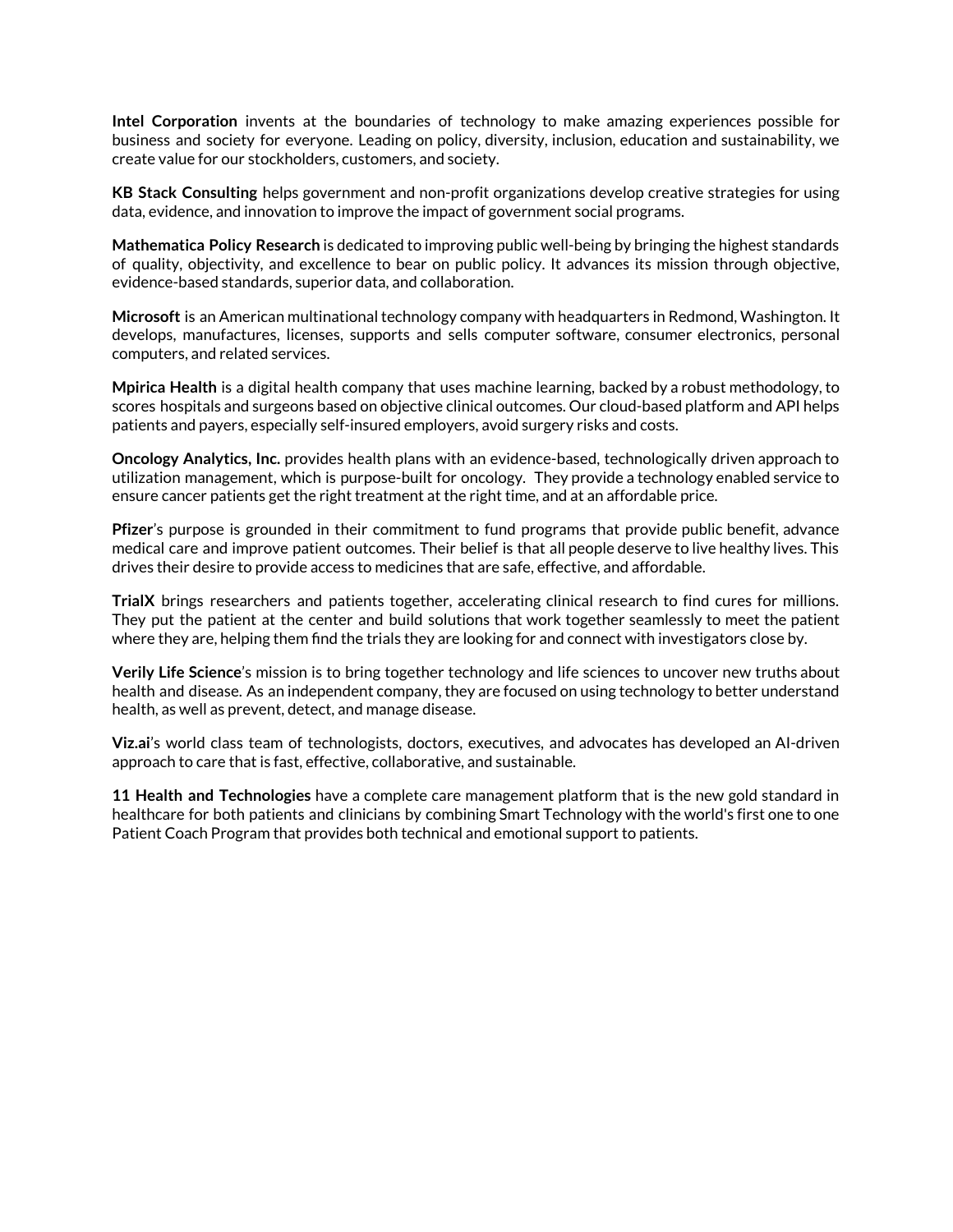**Intel Corporation** invents at the boundaries of technology to make amazing experiences possible for business and society for everyone. Leading on policy, diversity, inclusion, education and sustainability, we create value for our stockholders, customers, and society.

**KB Stack Consulting** helps government and non-profit organizations develop creative strategies for using data, evidence, and innovation to improve the impact of government social programs.

**Mathematica Policy Research** is dedicated to improving public well-being by bringing the highest standards of quality, objectivity, and excellence to bear on public policy. It advances its mission through objective, evidence-based standards, superior data, and collaboration.

**Microsoft** is an American multinational technology company with headquarters in Redmond, Washington. It develops, manufactures, licenses, supports and sells computer software, consumer electronics, personal computers, and related services.

**Mpirica Health** is a digital health company that uses machine learning, backed by a robust methodology, to scores hospitals and surgeons based on objective clinical outcomes. Our cloud-based platform and API helps patients and payers, especially self-insured employers, avoid surgery risks and costs.

**Oncology Analytics, Inc.** provides health plans with an evidence-based, technologically driven approach to utilization management, which is purpose-built for oncology. They provide a technology enabled service to ensure cancer patients get the right treatment at the right time, and at an affordable price.

**Pfizer**'s purpose is grounded in their commitment to fund programs that provide public benefit, advance medical care and improve patient outcomes. Their belief is that all people deserve to live healthy lives. This drives their desire to provide access to medicines that are safe, effective, and affordable.

**TrialX** brings researchers and patients together, accelerating clinical research to find cures for millions. They put the patient at the center and build solutions that work together seamlessly to meet the patient where they are, helping them find the trials they are looking for and connect with investigators close by.

**Verily Life Science**'s mission is to bring together technology and life sciences to uncover new truths about health and disease. As an independent company, they are focused on using technology to better understand health, as well as prevent, detect, and manage disease.

**Viz.ai**'s world class team of technologists, doctors, executives, and advocates has developed an AI-driven approach to care that is fast, effective, collaborative, and sustainable.

**11 Health and Technologies** have a complete care management platform that is the new gold standard in healthcare for both patients and clinicians by combining Smart Technology with the world's first one to one Patient Coach Program that provides both technical and emotional support to patients.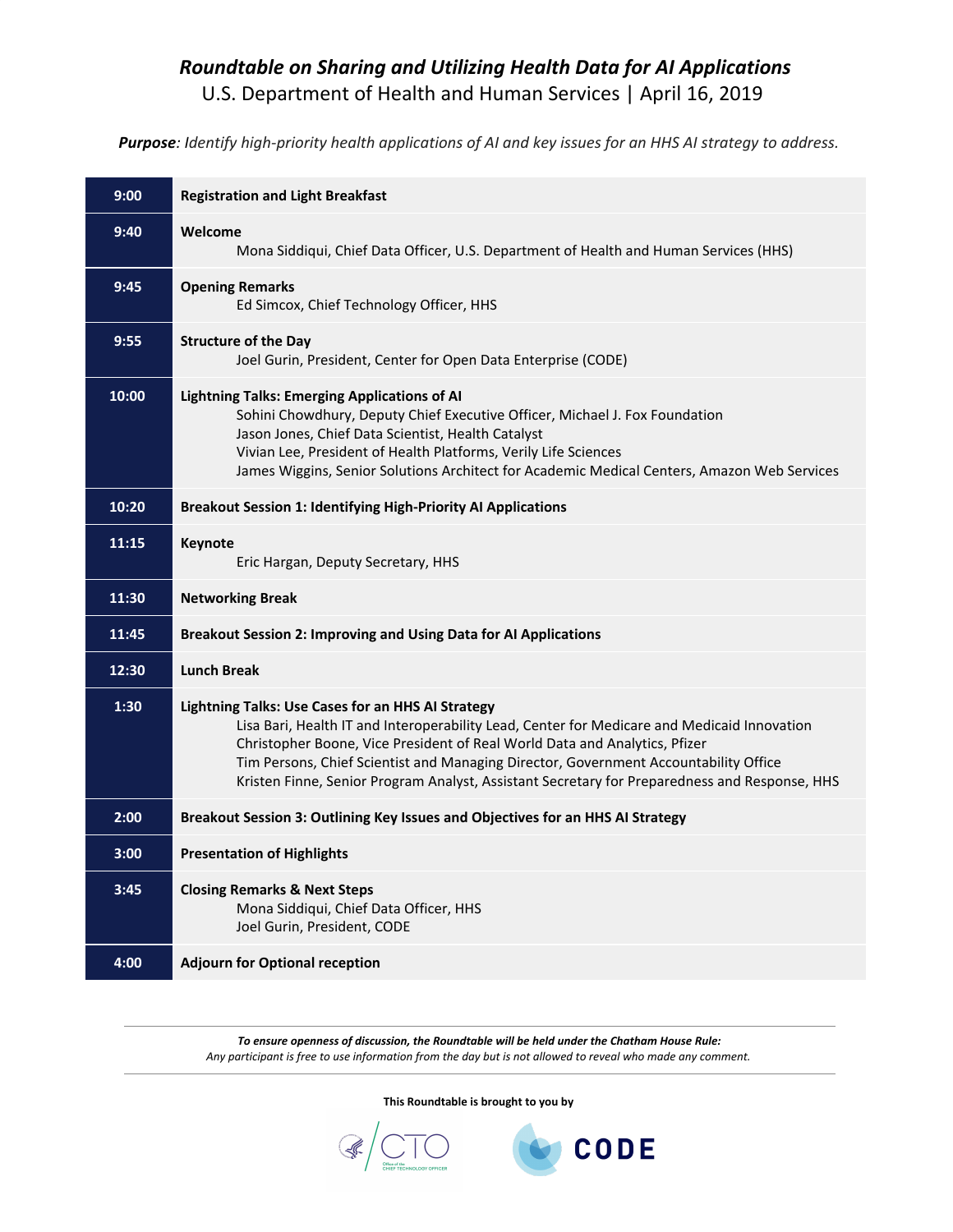# *Roundtable on Sharing and Utilizing Health Data for AI Applications*

U.S. Department of Health and Human Services | April 16, 2019

***Purpose****: Identify high-priority health applications of AI and key issues for an HHS AI strategy to address.*

| | |
|---|---|
| 9:00 | **Registration and Light Breakfast** |
| 9:40 | **Welcome**<br>Mona Siddiqui, Chief Data Officer, U.S. Department of Health and Human Services (HHS) |
| 9:45 | **Opening Remarks**<br>Ed Simcox, Chief Technology Officer, HHS |
| 9:55 | **Structure of the Day**<br>Joel Gurin, President, Center for Open Data Enterprise (CODE) |
| 10:00 | **Lightning Talks: Emerging Applications of AI**<br>Sohini Chowdhury, Deputy Chief Executive Officer, Michael J. Fox Foundation<br>Jason Jones, Chief Data Scientist, Health Catalyst<br>Vivian Lee, President of Health Platforms, Verily Life Sciences<br>James Wiggins, Senior Solutions Architect for Academic Medical Centers, Amazon Web Services |
| 10:20 | **Breakout Session 1: Identifying High-Priority AI Applications** |
| 11:15 | **Keynote**<br>Eric Hargan, Deputy Secretary, HHS |
| 11:30 | **Networking Break** |
| 11:45 | **Breakout Session 2: Improving and Using Data for AI Applications** |
| 12:30 | **Lunch Break** |
| 1:30 | **Lightning Talks: Use Cases for an HHS AI Strategy**<br>Lisa Bari, Health IT and Interoperability Lead, Center for Medicare and Medicaid Innovation<br>Christopher Boone, Vice President of Real World Data and Analytics, Pfizer<br>Tim Persons, Chief Scientist and Managing Director, Government Accountability Office<br>Kristen Finne, Senior Program Analyst, Assistant Secretary for Preparedness and Response, HHS |
| 2:00 | **Breakout Session 3: Outlining Key Issues and Objectives for an HHS AI Strategy** |
| 3:00 | **Presentation of Highlights** |
| 3:45 | **Closing Remarks & Next Steps**<br>Mona Siddiqui, Chief Data Officer, HHS<br>Joel Gurin, President, CODE |
| 4:00 | **Adjourn for Optional reception** |

***To ensure openness of discussion, the Roundtable will be held under the Chatham House Rule:***
*Any participant is free to use information from the day but is not allowed to reveal who made any comment.*

**This Roundtable is brought to you by**

CTO Office of the Chief Technology Officer

CODE